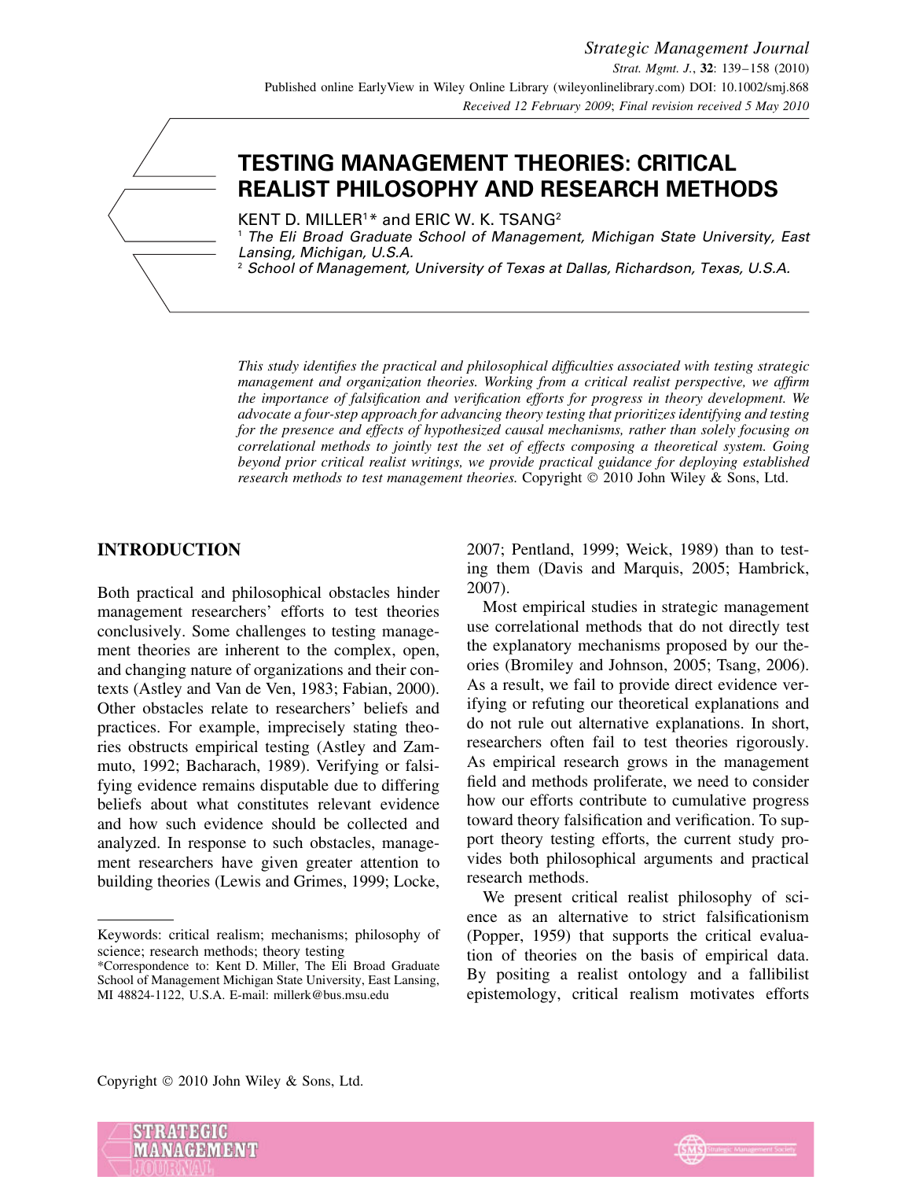# TESTING MANAGEMENT THEORIES: CRITICAL REALIST PHILOSOPHY AND RESEARCH METHODS

KENT D. MILLER[1]* and ERIC W. K. TSANG[2]

[1] *The Eli Broad Graduate School of Management, Michigan State University, East Lansing, Michigan, U.S.A.*

[2] *School of Management, University of Texas at Dallas, Richardson, Texas, U.S.A.*

*This study identifies the practical and philosophical difficulties associated with testing strategic management and organization theories. Working from a critical realist perspective, we affirm the importance of falsification and verification efforts for progress in theory development. We advocate a four-step approach for advancing theory testing that prioritizes identifying and testing for the presence and effects of hypothesized causal mechanisms, rather than solely focusing on correlational methods to jointly test the set of effects composing a theoretical system. Going beyond prior critical realist writings, we provide practical guidance for deploying established research methods to test management theories.* Copyright © 2010 John Wiley & Sons, Ltd.

## INTRODUCTION

Both practical and philosophical obstacles hinder management researchers' efforts to test theories conclusively. Some challenges to testing management theories are inherent to the complex, open, and changing nature of organizations and their contexts (Astley and Van de Ven, 1983; Fabian, 2000). Other obstacles relate to researchers' beliefs and practices. For example, imprecisely stating theories obstructs empirical testing (Astley and Zammuto, 1992; Bacharach, 1989). Verifying or falsifying evidence remains disputable due to differing beliefs about what constitutes relevant evidence and how such evidence should be collected and analyzed. In response to such obstacles, management researchers have given greater attention to building theories (Lewis and Grimes, 1999; Locke, 2007; Pentland, 1999; Weick, 1989) than to testing them (Davis and Marquis, 2005; Hambrick, 2007).

Most empirical studies in strategic management use correlational methods that do not directly test the explanatory mechanisms proposed by our theories (Bromiley and Johnson, 2005; Tsang, 2006). As a result, we fail to provide direct evidence verifying or refuting our theoretical explanations and do not rule out alternative explanations. In short, researchers often fail to test theories rigorously. As empirical research grows in the management field and methods proliferate, we need to consider how our efforts contribute to cumulative progress toward theory falsification and verification. To support theory testing efforts, the current study provides both philosophical arguments and practical research methods.

We present critical realist philosophy of science as an alternative to strict falsificationism (Popper, 1959) that supports the critical evaluation of theories on the basis of empirical data. By positing a realist ontology and a fallibilist epistemology, critical realism motivates efforts

---

Keywords: critical realism; mechanisms; philosophy of science; research methods; theory testing

*Correspondence to: Kent D. Miller, The Eli Broad Graduate School of Management Michigan State University, East Lansing, MI 48824-1122, U.S.A. E-mail: millerk@bus.msu.edu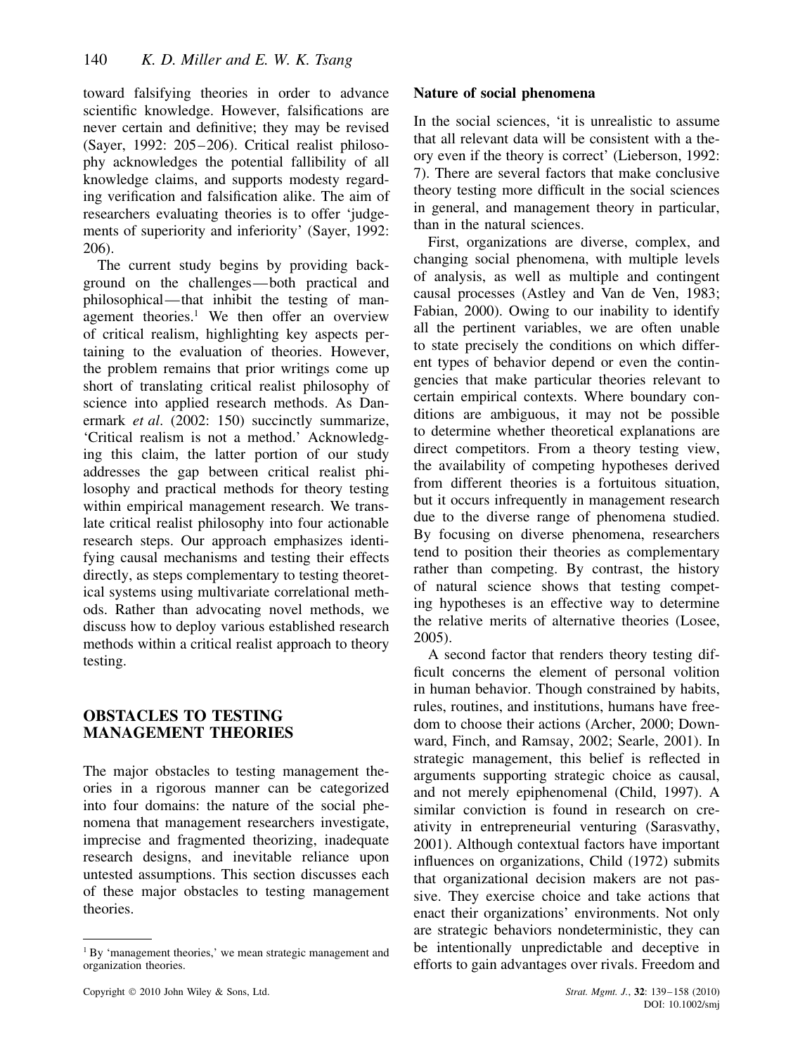toward falsifying theories in order to advance scientific knowledge. However, falsifications are never certain and definitive; they may be revised (Sayer, 1992: 205–206). Critical realist philosophy acknowledges the potential fallibility of all knowledge claims, and supports modesty regarding verification and falsification alike. The aim of researchers evaluating theories is to offer 'judgements of superiority and inferiority' (Sayer, 1992: 206).

The current study begins by providing background on the challenges—both practical and philosophical—that inhibit the testing of management theories.[1] We then offer an overview of critical realism, highlighting key aspects pertaining to the evaluation of theories. However, the problem remains that prior writings come up short of translating critical realist philosophy of science into applied research methods. As Danermark *et al*. (2002: 150) succinctly summarize, 'Critical realism is not a method.' Acknowledging this claim, the latter portion of our study addresses the gap between critical realist philosophy and practical methods for theory testing within empirical management research. We translate critical realist philosophy into four actionable research steps. Our approach emphasizes identifying causal mechanisms and testing their effects directly, as steps complementary to testing theoretical systems using multivariate correlational methods. Rather than advocating novel methods, we discuss how to deploy various established research methods within a critical realist approach to theory testing.

## OBSTACLES TO TESTING MANAGEMENT THEORIES

The major obstacles to testing management theories in a rigorous manner can be categorized into four domains: the nature of the social phenomena that management researchers investigate, imprecise and fragmented theorizing, inadequate research designs, and inevitable reliance upon untested assumptions. This section discusses each of these major obstacles to testing management theories.

### Nature of social phenomena

In the social sciences, 'it is unrealistic to assume that all relevant data will be consistent with a theory even if the theory is correct' (Lieberson, 1992: 7). There are several factors that make conclusive theory testing more difficult in the social sciences in general, and management theory in particular, than in the natural sciences.

First, organizations are diverse, complex, and changing social phenomena, with multiple levels of analysis, as well as multiple and contingent causal processes (Astley and Van de Ven, 1983; Fabian, 2000). Owing to our inability to identify all the pertinent variables, we are often unable to state precisely the conditions on which different types of behavior depend or even the contingencies that make particular theories relevant to certain empirical contexts. Where boundary conditions are ambiguous, it may not be possible to determine whether theoretical explanations are direct competitors. From a theory testing view, the availability of competing hypotheses derived from different theories is a fortuitous situation, but it occurs infrequently in management research due to the diverse range of phenomena studied. By focusing on diverse phenomena, researchers tend to position their theories as complementary rather than competing. By contrast, the history of natural science shows that testing competing hypotheses is an effective way to determine the relative merits of alternative theories (Losee, 2005).

A second factor that renders theory testing difficult concerns the element of personal volition in human behavior. Though constrained by habits, rules, routines, and institutions, humans have freedom to choose their actions (Archer, 2000; Downward, Finch, and Ramsay, 2002; Searle, 2001). In strategic management, this belief is reflected in arguments supporting strategic choice as causal, and not merely epiphenomenal (Child, 1997). A similar conviction is found in research on creativity in entrepreneurial venturing (Sarasvathy, 2001). Although contextual factors have important influences on organizations, Child (1972) submits that organizational decision makers are not passive. They exercise choice and take actions that enact their organizations' environments. Not only are strategic behaviors nondeterministic, they can be intentionally unpredictable and deceptive in efforts to gain advantages over rivals. Freedom and

[1] By 'management theories,' we mean strategic management and organization theories.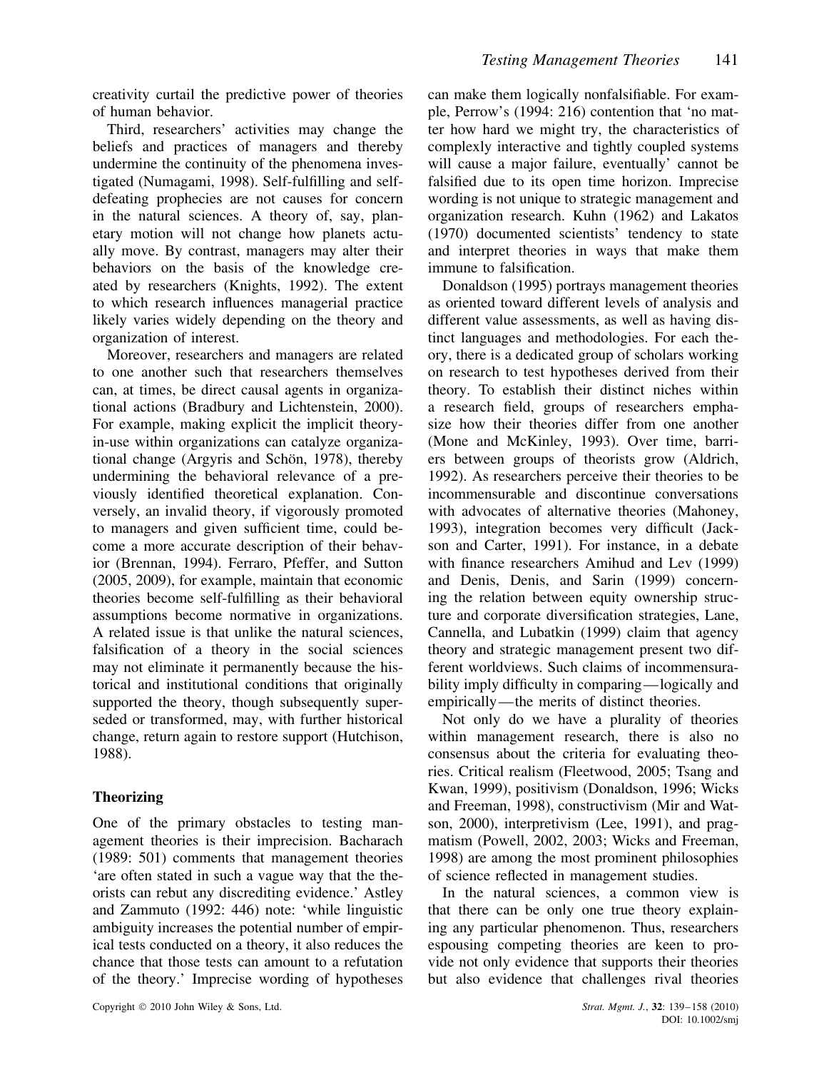creativity curtail the predictive power of theories of human behavior.

Third, researchers' activities may change the beliefs and practices of managers and thereby undermine the continuity of the phenomena investigated (Numagami, 1998). Self-fulfilling and self-defeating prophecies are not causes for concern in the natural sciences. A theory of, say, planetary motion will not change how planets actually move. By contrast, managers may alter their behaviors on the basis of the knowledge created by researchers (Knights, 1992). The extent to which research influences managerial practice likely varies widely depending on the theory and organization of interest.

Moreover, researchers and managers are related to one another such that researchers themselves can, at times, be direct causal agents in organizational actions (Bradbury and Lichtenstein, 2000). For example, making explicit the implicit theory-in-use within organizations can catalyze organizational change (Argyris and Schön, 1978), thereby undermining the behavioral relevance of a previously identified theoretical explanation. Conversely, an invalid theory, if vigorously promoted to managers and given sufficient time, could become a more accurate description of their behavior (Brennan, 1994). Ferraro, Pfeffer, and Sutton (2005, 2009), for example, maintain that economic theories become self-fulfilling as their behavioral assumptions become normative in organizations. A related issue is that unlike the natural sciences, falsification of a theory in the social sciences may not eliminate it permanently because the historical and institutional conditions that originally supported the theory, though subsequently superseded or transformed, may, with further historical change, return again to restore support (Hutchison, 1988).

## Theorizing

One of the primary obstacles to testing management theories is their imprecision. Bacharach (1989: 501) comments that management theories 'are often stated in such a vague way that the theorists can rebut any discrediting evidence.' Astley and Zammuto (1992: 446) note: 'while linguistic ambiguity increases the potential number of empirical tests conducted on a theory, it also reduces the chance that those tests can amount to a refutation of the theory.' Imprecise wording of hypotheses can make them logically nonfalsifiable. For example, Perrow's (1994: 216) contention that 'no matter how hard we might try, the characteristics of complexly interactive and tightly coupled systems will cause a major failure, eventually' cannot be falsified due to its open time horizon. Imprecise wording is not unique to strategic management and organization research. Kuhn (1962) and Lakatos (1970) documented scientists' tendency to state and interpret theories in ways that make them immune to falsification.

Donaldson (1995) portrays management theories as oriented toward different levels of analysis and different value assessments, as well as having distinct languages and methodologies. For each theory, there is a dedicated group of scholars working on research to test hypotheses derived from their theory. To establish their distinct niches within a research field, groups of researchers emphasize how their theories differ from one another (Mone and McKinley, 1993). Over time, barriers between groups of theorists grow (Aldrich, 1992). As researchers perceive their theories to be incommensurable and discontinue conversations with advocates of alternative theories (Mahoney, 1993), integration becomes very difficult (Jackson and Carter, 1991). For instance, in a debate with finance researchers Amihud and Lev (1999) and Denis, Denis, and Sarin (1999) concerning the relation between equity ownership structure and corporate diversification strategies, Lane, Cannella, and Lubatkin (1999) claim that agency theory and strategic management present two different worldviews. Such claims of incommensurability imply difficulty in comparing—logically and empirically—the merits of distinct theories.

Not only do we have a plurality of theories within management research, there is also no consensus about the criteria for evaluating theories. Critical realism (Fleetwood, 2005; Tsang and Kwan, 1999), positivism (Donaldson, 1996; Wicks and Freeman, 1998), constructivism (Mir and Watson, 2000), interpretivism (Lee, 1991), and pragmatism (Powell, 2002, 2003; Wicks and Freeman, 1998) are among the most prominent philosophies of science reflected in management studies.

In the natural sciences, a common view is that there can be only one true theory explaining any particular phenomenon. Thus, researchers espousing competing theories are keen to provide not only evidence that supports their theories but also evidence that challenges rival theories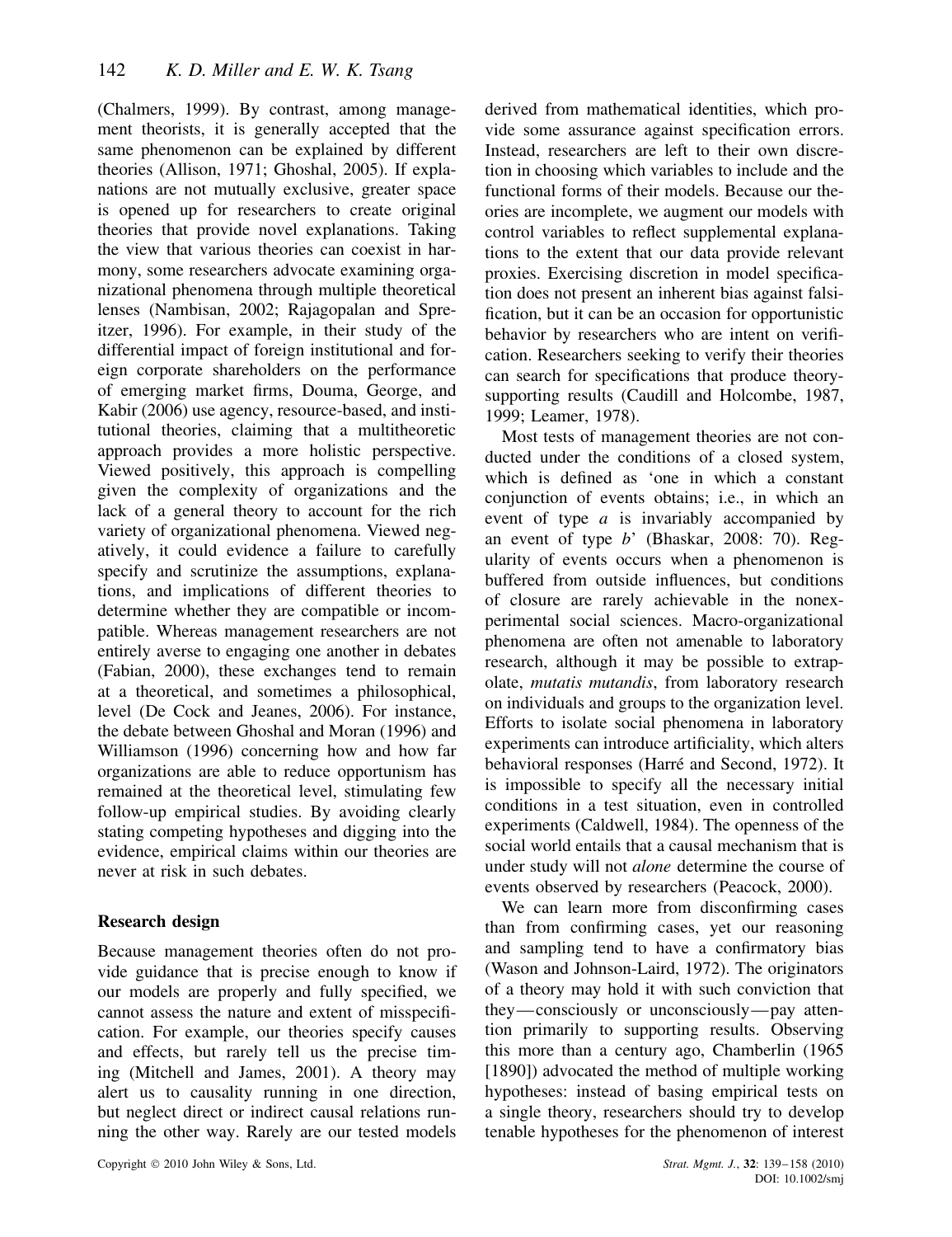(Chalmers, 1999). By contrast, among management theorists, it is generally accepted that the same phenomenon can be explained by different theories (Allison, 1971; Ghoshal, 2005). If explanations are not mutually exclusive, greater space is opened up for researchers to create original theories that provide novel explanations. Taking the view that various theories can coexist in harmony, some researchers advocate examining organizational phenomena through multiple theoretical lenses (Nambisan, 2002; Rajagopalan and Spreitzer, 1996). For example, in their study of the differential impact of foreign institutional and foreign corporate shareholders on the performance of emerging market firms, Douma, George, and Kabir (2006) use agency, resource-based, and institutional theories, claiming that a multitheoretic approach provides a more holistic perspective. Viewed positively, this approach is compelling given the complexity of organizations and the lack of a general theory to account for the rich variety of organizational phenomena. Viewed negatively, it could evidence a failure to carefully specify and scrutinize the assumptions, explanations, and implications of different theories to determine whether they are compatible or incompatible. Whereas management researchers are not entirely averse to engaging one another in debates (Fabian, 2000), these exchanges tend to remain at a theoretical, and sometimes a philosophical, level (De Cock and Jeanes, 2006). For instance, the debate between Ghoshal and Moran (1996) and Williamson (1996) concerning how and how far organizations are able to reduce opportunism has remained at the theoretical level, stimulating few follow-up empirical studies. By avoiding clearly stating competing hypotheses and digging into the evidence, empirical claims within our theories are never at risk in such debates.

## Research design

Because management theories often do not provide guidance that is precise enough to know if our models are properly and fully specified, we cannot assess the nature and extent of misspecification. For example, our theories specify causes and effects, but rarely tell us the precise timing (Mitchell and James, 2001). A theory may alert us to causality running in one direction, but neglect direct or indirect causal relations running the other way. Rarely are our tested models derived from mathematical identities, which provide some assurance against specification errors. Instead, researchers are left to their own discretion in choosing which variables to include and the functional forms of their models. Because our theories are incomplete, we augment our models with control variables to reflect supplemental explanations to the extent that our data provide relevant proxies. Exercising discretion in model specification does not present an inherent bias against falsification, but it can be an occasion for opportunistic behavior by researchers who are intent on verification. Researchers seeking to verify their theories can search for specifications that produce theory-supporting results (Caudill and Holcombe, 1987, 1999; Leamer, 1978).

Most tests of management theories are not conducted under the conditions of a closed system, which is defined as 'one in which a constant conjunction of events obtains; i.e., in which an event of type *a* is invariably accompanied by an event of type *b*' (Bhaskar, 2008: 70). Regularity of events occurs when a phenomenon is buffered from outside influences, but conditions of closure are rarely achievable in the nonexperimental social sciences. Macro-organizational phenomena are often not amenable to laboratory research, although it may be possible to extrapolate, *mutatis mutandis*, from laboratory research on individuals and groups to the organization level. Efforts to isolate social phenomena in laboratory experiments can introduce artificiality, which alters behavioral responses (Harré and Second, 1972). It is impossible to specify all the necessary initial conditions in a test situation, even in controlled experiments (Caldwell, 1984). The openness of the social world entails that a causal mechanism that is under study will not *alone* determine the course of events observed by researchers (Peacock, 2000).

We can learn more from disconfirming cases than from confirming cases, yet our reasoning and sampling tend to have a confirmatory bias (Wason and Johnson-Laird, 1972). The originators of a theory may hold it with such conviction that they—consciously or unconsciously—pay attention primarily to supporting results. Observing this more than a century ago, Chamberlin (1965 [1890]) advocated the method of multiple working hypotheses: instead of basing empirical tests on a single theory, researchers should try to develop tenable hypotheses for the phenomenon of interest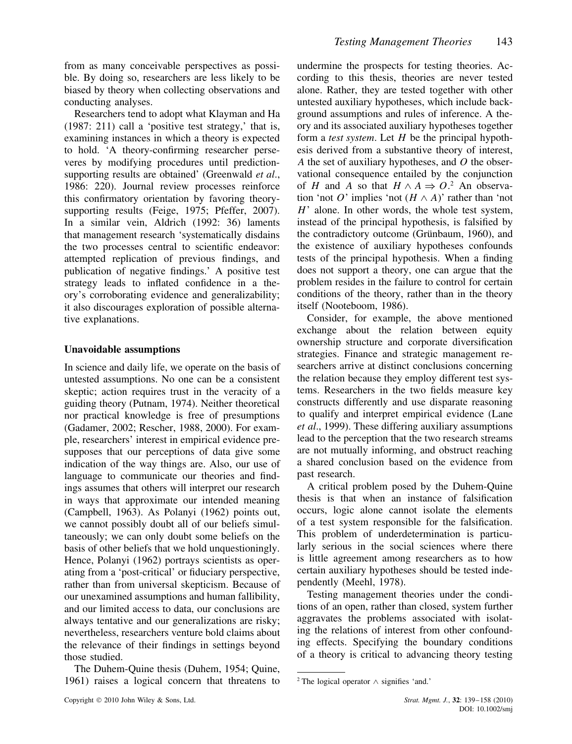from as many conceivable perspectives as possible. By doing so, researchers are less likely to be biased by theory when collecting observations and conducting analyses.

Researchers tend to adopt what Klayman and Ha (1987: 211) call a 'positive test strategy,' that is, examining instances in which a theory is expected to hold. 'A theory-confirming researcher perseveres by modifying procedures until prediction-supporting results are obtained' (Greenwald *et al*., 1986: 220). Journal review processes reinforce this confirmatory orientation by favoring theory-supporting results (Feige, 1975; Pfeffer, 2007). In a similar vein, Aldrich (1992: 36) laments that management research 'systematically disdains the two processes central to scientific endeavor: attempted replication of previous findings, and publication of negative findings.' A positive test strategy leads to inflated confidence in a theory's corroborating evidence and generalizability; it also discourages exploration of possible alternative explanations.

### Unavoidable assumptions

In science and daily life, we operate on the basis of untested assumptions. No one can be a consistent skeptic; action requires trust in the veracity of a guiding theory (Putnam, 1974). Neither theoretical nor practical knowledge is free of presumptions (Gadamer, 2002; Rescher, 1988, 2000). For example, researchers' interest in empirical evidence presupposes that our perceptions of data give some indication of the way things are. Also, our use of language to communicate our theories and findings assumes that others will interpret our research in ways that approximate our intended meaning (Campbell, 1963). As Polanyi (1962) points out, we cannot possibly doubt all of our beliefs simultaneously; we can only doubt some beliefs on the basis of other beliefs that we hold unquestioningly. Hence, Polanyi (1962) portrays scientists as operating from a 'post-critical' or fiduciary perspective, rather than from universal skepticism. Because of our unexamined assumptions and human fallibility, and our limited access to data, our conclusions are always tentative and our generalizations are risky; nevertheless, researchers venture bold claims about the relevance of their findings in settings beyond those studied.

The Duhem-Quine thesis (Duhem, 1954; Quine, 1961) raises a logical concern that threatens to undermine the prospects for testing theories. According to this thesis, theories are never tested alone. Rather, they are tested together with other untested auxiliary hypotheses, which include background assumptions and rules of inference. A theory and its associated auxiliary hypotheses together form a *test system*. Let $H$ be the principal hypothesis derived from a substantive theory of interest, $A$ the set of auxiliary hypotheses, and $O$ the observational consequence entailed by the conjunction of $H$ and $A$ so that $H \wedge A \Rightarrow O$.[2] An observation 'not $O$' implies 'not $(H \wedge A)$' rather than 'not $H$' alone. In other words, the whole test system, instead of the principal hypothesis, is falsified by the contradictory outcome (Grünbaum, 1960), and the existence of auxiliary hypotheses confounds tests of the principal hypothesis. When a finding does not support a theory, one can argue that the problem resides in the failure to control for certain conditions of the theory, rather than in the theory itself (Nooteboom, 1986).

Consider, for example, the above mentioned exchange about the relation between equity ownership structure and corporate diversification strategies. Finance and strategic management researchers arrive at distinct conclusions concerning the relation because they employ different test systems. Researchers in the two fields measure key constructs differently and use disparate reasoning to qualify and interpret empirical evidence (Lane *et al*., 1999). These differing auxiliary assumptions lead to the perception that the two research streams are not mutually informing, and obstruct reaching a shared conclusion based on the evidence from past research.

A critical problem posed by the Duhem-Quine thesis is that when an instance of falsification occurs, logic alone cannot isolate the elements of a test system responsible for the falsification. This problem of underdetermination is particularly serious in the social sciences where there is little agreement among researchers as to how certain auxiliary hypotheses should be tested independently (Meehl, 1978).

Testing management theories under the conditions of an open, rather than closed, system further aggravates the problems associated with isolating the relations of interest from other confounding effects. Specifying the boundary conditions of a theory is critical to advancing theory testing

---

[2] The logical operator $\wedge$ signifies 'and.'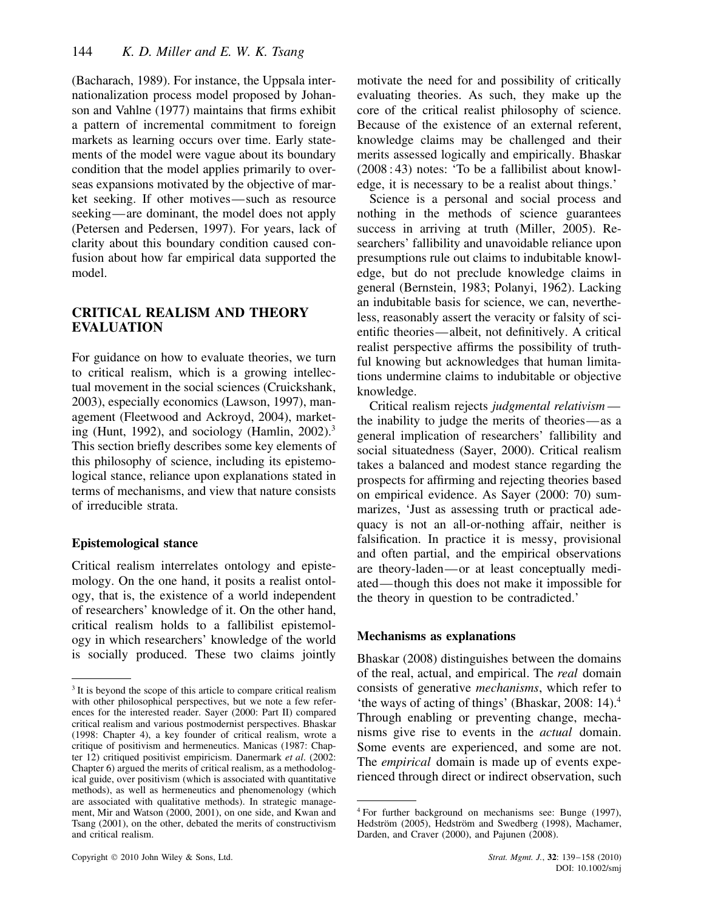(Bacharach, 1989). For instance, the Uppsala internationalization process model proposed by Johanson and Vahlne (1977) maintains that firms exhibit a pattern of incremental commitment to foreign markets as learning occurs over time. Early statements of the model were vague about its boundary condition that the model applies primarily to overseas expansions motivated by the objective of market seeking. If other motives—such as resource seeking—are dominant, the model does not apply (Petersen and Pedersen, 1997). For years, lack of clarity about this boundary condition caused confusion about how far empirical data supported the model.

## CRITICAL REALISM AND THEORY EVALUATION

For guidance on how to evaluate theories, we turn to critical realism, which is a growing intellectual movement in the social sciences (Cruickshank, 2003), especially economics (Lawson, 1997), management (Fleetwood and Ackroyd, 2004), marketing (Hunt, 1992), and sociology (Hamlin, 2002).[3] This section briefly describes some key elements of this philosophy of science, including its epistemological stance, reliance upon explanations stated in terms of mechanisms, and view that nature consists of irreducible strata.

### Epistemological stance

Critical realism interrelates ontology and epistemology. On the one hand, it posits a realist ontology, that is, the existence of a world independent of researchers' knowledge of it. On the other hand, critical realism holds to a fallibilist epistemology in which researchers' knowledge of the world is socially produced. These two claims jointly motivate the need for and possibility of critically evaluating theories. As such, they make up the core of the critical realist philosophy of science. Because of the existence of an external referent, knowledge claims may be challenged and their merits assessed logically and empirically. Bhaskar (2008 : 43) notes: 'To be a fallibilist about knowledge, it is necessary to be a realist about things.'

Science is a personal and social process and nothing in the methods of science guarantees success in arriving at truth (Miller, 2005). Researchers' fallibility and unavoidable reliance upon presumptions rule out claims to indubitable knowledge, but do not preclude knowledge claims in general (Bernstein, 1983; Polanyi, 1962). Lacking an indubitable basis for science, we can, nevertheless, reasonably assert the veracity or falsity of scientific theories—albeit, not definitively. A critical realist perspective affirms the possibility of truthful knowing but acknowledges that human limitations undermine claims to indubitable or objective knowledge.

Critical realism rejects *judgmental relativism*—the inability to judge the merits of theories—as a general implication of researchers' fallibility and social situatedness (Sayer, 2000). Critical realism takes a balanced and modest stance regarding the prospects for affirming and rejecting theories based on empirical evidence. As Sayer (2000: 70) summarizes, 'Just as assessing truth or practical adequacy is not an all-or-nothing affair, neither is falsification. In practice it is messy, provisional and often partial, and the empirical observations are theory-laden—or at least conceptually mediated—though this does not make it impossible for the theory in question to be contradicted.'

### Mechanisms as explanations

Bhaskar (2008) distinguishes between the domains of the real, actual, and empirical. The *real* domain consists of generative *mechanisms*, which refer to 'the ways of acting of things' (Bhaskar, 2008: 14).[4] Through enabling or preventing change, mechanisms give rise to events in the *actual* domain. Some events are experienced, and some are not. The *empirical* domain is made up of events experienced through direct or indirect observation, such

---

[3] It is beyond the scope of this article to compare critical realism with other philosophical perspectives, but we note a few references for the interested reader. Sayer (2000: Part II) compared critical realism and various postmodernist perspectives. Bhaskar (1998: Chapter 4), a key founder of critical realism, wrote a critique of positivism and hermeneutics. Manicas (1987: Chapter 12) critiqued positivist empiricism. Danermark *et al*. (2002: Chapter 6) argued the merits of critical realism, as a methodological guide, over positivism (which is associated with quantitative methods), as well as hermeneutics and phenomenology (which are associated with qualitative methods). In strategic management, Mir and Watson (2000, 2001), on one side, and Kwan and Tsang (2001), on the other, debated the merits of constructivism and critical realism.

[4] For further background on mechanisms see: Bunge (1997), Hedström (2005), Hedström and Swedberg (1998), Machamer, Darden, and Craver (2000), and Pajunen (2008).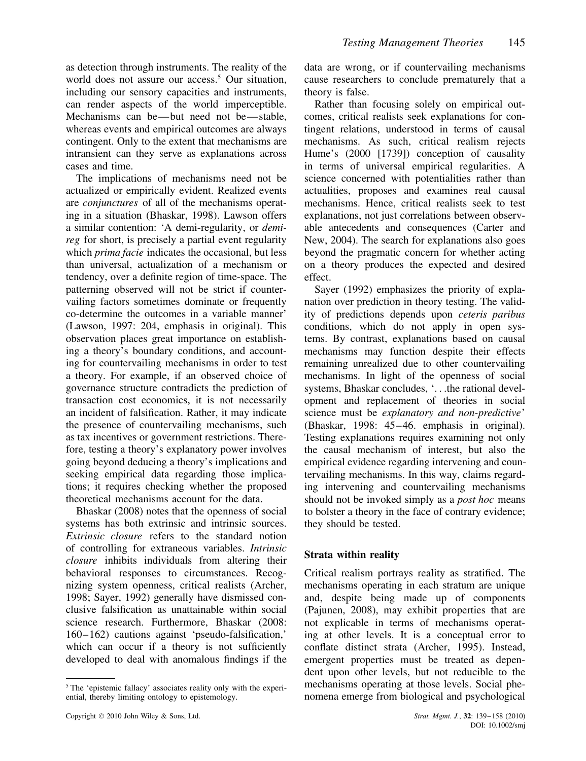as detection through instruments. The reality of the world does not assure our access.[5] Our situation, including our sensory capacities and instruments, can render aspects of the world imperceptible. Mechanisms can be—but need not be—stable, whereas events and empirical outcomes are always contingent. Only to the extent that mechanisms are intransient can they serve as explanations across cases and time.

The implications of mechanisms need not be actualized or empirically evident. Realized events are *conjunctures* of all of the mechanisms operating in a situation (Bhaskar, 1998). Lawson offers a similar contention: 'A demi-regularity, or *demi-reg* for short, is precisely a partial event regularity which *prima facie* indicates the occasional, but less than universal, actualization of a mechanism or tendency, over a definite region of time-space. The patterning observed will not be strict if countervailing factors sometimes dominate or frequently co-determine the outcomes in a variable manner' (Lawson, 1997: 204, emphasis in original). This observation places great importance on establishing a theory's boundary conditions, and accounting for countervailing mechanisms in order to test a theory. For example, if an observed choice of governance structure contradicts the prediction of transaction cost economics, it is not necessarily an incident of falsification. Rather, it may indicate the presence of countervailing mechanisms, such as tax incentives or government restrictions. Therefore, testing a theory's explanatory power involves going beyond deducing a theory's implications and seeking empirical data regarding those implications; it requires checking whether the proposed theoretical mechanisms account for the data.

Bhaskar (2008) notes that the openness of social systems has both extrinsic and intrinsic sources. *Extrinsic closure* refers to the standard notion of controlling for extraneous variables. *Intrinsic closure* inhibits individuals from altering their behavioral responses to circumstances. Recognizing system openness, critical realists (Archer, 1998; Sayer, 1992) generally have dismissed conclusive falsification as unattainable within social science research. Furthermore, Bhaskar (2008: 160–162) cautions against 'pseudo-falsification,' which can occur if a theory is not sufficiently developed to deal with anomalous findings if the data are wrong, or if countervailing mechanisms cause researchers to conclude prematurely that a theory is false.

Rather than focusing solely on empirical outcomes, critical realists seek explanations for contingent relations, understood in terms of causal mechanisms. As such, critical realism rejects Hume's (2000 [1739]) conception of causality in terms of universal empirical regularities. A science concerned with potentialities rather than actualities, proposes and examines real causal mechanisms. Hence, critical realists seek to test explanations, not just correlations between observable antecedents and consequences (Carter and New, 2004). The search for explanations also goes beyond the pragmatic concern for whether acting on a theory produces the expected and desired effect.

Sayer (1992) emphasizes the priority of explanation over prediction in theory testing. The validity of predictions depends upon *ceteris paribus* conditions, which do not apply in open systems. By contrast, explanations based on causal mechanisms may function despite their effects remaining unrealized due to other countervailing mechanisms. In light of the openness of social systems, Bhaskar concludes, '. . .the rational development and replacement of theories in social science must be *explanatory and non-predictive*' (Bhaskar, 1998: 45–46. emphasis in original). Testing explanations requires examining not only the causal mechanism of interest, but also the empirical evidence regarding intervening and countervailing mechanisms. In this way, claims regarding intervening and countervailing mechanisms should not be invoked simply as a *post hoc* means to bolster a theory in the face of contrary evidence; they should be tested.

### Strata within reality

Critical realism portrays reality as stratified. The mechanisms operating in each stratum are unique and, despite being made up of components (Pajunen, 2008), may exhibit properties that are not explicable in terms of mechanisms operating at other levels. It is a conceptual error to conflate distinct strata (Archer, 1995). Instead, emergent properties must be treated as dependent upon other levels, but not reducible to the mechanisms operating at those levels. Social phenomena emerge from biological and psychological

[5] The 'epistemic fallacy' associates reality only with the experiential, thereby limiting ontology to epistemology.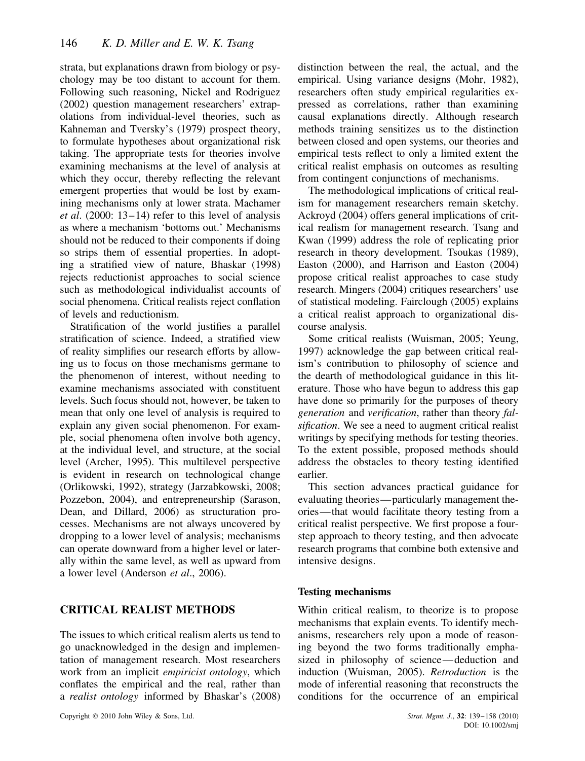strata, but explanations drawn from biology or psychology may be too distant to account for them. Following such reasoning, Nickel and Rodriguez (2002) question management researchers' extrapolations from individual-level theories, such as Kahneman and Tversky's (1979) prospect theory, to formulate hypotheses about organizational risk taking. The appropriate tests for theories involve examining mechanisms at the level of analysis at which they occur, thereby reflecting the relevant emergent properties that would be lost by examining mechanisms only at lower strata. Machamer *et al*. (2000: 13–14) refer to this level of analysis as where a mechanism 'bottoms out.' Mechanisms should not be reduced to their components if doing so strips them of essential properties. In adopting a stratified view of nature, Bhaskar (1998) rejects reductionist approaches to social science such as methodological individualist accounts of social phenomena. Critical realists reject conflation of levels and reductionism.

Stratification of the world justifies a parallel stratification of science. Indeed, a stratified view of reality simplifies our research efforts by allowing us to focus on those mechanisms germane to the phenomenon of interest, without needing to examine mechanisms associated with constituent levels. Such focus should not, however, be taken to mean that only one level of analysis is required to explain any given social phenomenon. For example, social phenomena often involve both agency, at the individual level, and structure, at the social level (Archer, 1995). This multilevel perspective is evident in research on technological change (Orlikowski, 1992), strategy (Jarzabkowski, 2008; Pozzebon, 2004), and entrepreneurship (Sarason, Dean, and Dillard, 2006) as structuration processes. Mechanisms are not always uncovered by dropping to a lower level of analysis; mechanisms can operate downward from a higher level or laterally within the same level, as well as upward from a lower level (Anderson *et al*., 2006).

## CRITICAL REALIST METHODS

The issues to which critical realism alerts us tend to go unacknowledged in the design and implementation of management research. Most researchers work from an implicit *empiricist ontology*, which conflates the empirical and the real, rather than a *realist ontology* informed by Bhaskar's (2008) distinction between the real, the actual, and the empirical. Using variance designs (Mohr, 1982), researchers often study empirical regularities expressed as correlations, rather than examining causal explanations directly. Although research methods training sensitizes us to the distinction between closed and open systems, our theories and empirical tests reflect to only a limited extent the critical realist emphasis on outcomes as resulting from contingent conjunctions of mechanisms.

The methodological implications of critical realism for management researchers remain sketchy. Ackroyd (2004) offers general implications of critical realism for management research. Tsang and Kwan (1999) address the role of replicating prior research in theory development. Tsoukas (1989), Easton (2000), and Harrison and Easton (2004) propose critical realist approaches to case study research. Mingers (2004) critiques researchers' use of statistical modeling. Fairclough (2005) explains a critical realist approach to organizational discourse analysis.

Some critical realists (Wuisman, 2005; Yeung, 1997) acknowledge the gap between critical realism's contribution to philosophy of science and the dearth of methodological guidance in this literature. Those who have begun to address this gap have done so primarily for the purposes of theory *generation* and *verification*, rather than theory *falsification*. We see a need to augment critical realist writings by specifying methods for testing theories. To the extent possible, proposed methods should address the obstacles to theory testing identified earlier.

This section advances practical guidance for evaluating theories—particularly management theories—that would facilitate theory testing from a critical realist perspective. We first propose a four-step approach to theory testing, and then advocate research programs that combine both extensive and intensive designs.

### Testing mechanisms

Within critical realism, to theorize is to propose mechanisms that explain events. To identify mechanisms, researchers rely upon a mode of reasoning beyond the two forms traditionally emphasized in philosophy of science—deduction and induction (Wuisman, 2005). *Retroduction* is the mode of inferential reasoning that reconstructs the conditions for the occurrence of an empirical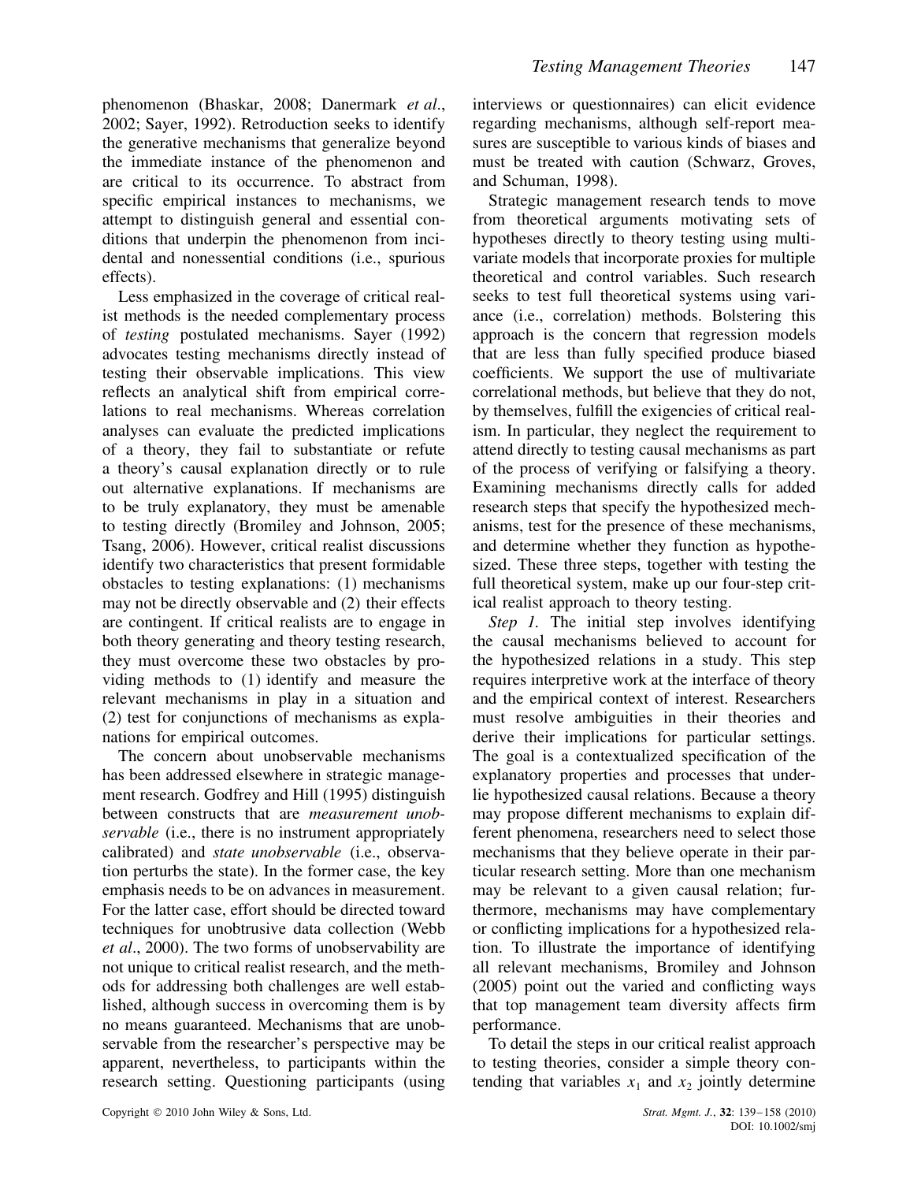phenomenon (Bhaskar, 2008; Danermark *et al*., 2002; Sayer, 1992). Retroduction seeks to identify the generative mechanisms that generalize beyond the immediate instance of the phenomenon and are critical to its occurrence. To abstract from specific empirical instances to mechanisms, we attempt to distinguish general and essential conditions that underpin the phenomenon from incidental and nonessential conditions (i.e., spurious effects).

Less emphasized in the coverage of critical realist methods is the needed complementary process of *testing* postulated mechanisms. Sayer (1992) advocates testing mechanisms directly instead of testing their observable implications. This view reflects an analytical shift from empirical correlations to real mechanisms. Whereas correlation analyses can evaluate the predicted implications of a theory, they fail to substantiate or refute a theory's causal explanation directly or to rule out alternative explanations. If mechanisms are to be truly explanatory, they must be amenable to testing directly (Bromiley and Johnson, 2005; Tsang, 2006). However, critical realist discussions identify two characteristics that present formidable obstacles to testing explanations: (1) mechanisms may not be directly observable and (2) their effects are contingent. If critical realists are to engage in both theory generating and theory testing research, they must overcome these two obstacles by providing methods to (1) identify and measure the relevant mechanisms in play in a situation and (2) test for conjunctions of mechanisms as explanations for empirical outcomes.

The concern about unobservable mechanisms has been addressed elsewhere in strategic management research. Godfrey and Hill (1995) distinguish between constructs that are *measurement unobservable* (i.e., there is no instrument appropriately calibrated) and *state unobservable* (i.e., observation perturbs the state). In the former case, the key emphasis needs to be on advances in measurement. For the latter case, effort should be directed toward techniques for unobtrusive data collection (Webb *et al*., 2000). The two forms of unobservability are not unique to critical realist research, and the methods for addressing both challenges are well established, although success in overcoming them is by no means guaranteed. Mechanisms that are unobservable from the researcher's perspective may be apparent, nevertheless, to participants within the research setting. Questioning participants (using interviews or questionnaires) can elicit evidence regarding mechanisms, although self-report measures are susceptible to various kinds of biases and must be treated with caution (Schwarz, Groves, and Schuman, 1998).

Strategic management research tends to move from theoretical arguments motivating sets of hypotheses directly to theory testing using multivariate models that incorporate proxies for multiple theoretical and control variables. Such research seeks to test full theoretical systems using variance (i.e., correlation) methods. Bolstering this approach is the concern that regression models that are less than fully specified produce biased coefficients. We support the use of multivariate correlational methods, but believe that they do not, by themselves, fulfill the exigencies of critical realism. In particular, they neglect the requirement to attend directly to testing causal mechanisms as part of the process of verifying or falsifying a theory. Examining mechanisms directly calls for added research steps that specify the hypothesized mechanisms, test for the presence of these mechanisms, and determine whether they function as hypothesized. These three steps, together with testing the full theoretical system, make up our four-step critical realist approach to theory testing.

*Step 1.* The initial step involves identifying the causal mechanisms believed to account for the hypothesized relations in a study. This step requires interpretive work at the interface of theory and the empirical context of interest. Researchers must resolve ambiguities in their theories and derive their implications for particular settings. The goal is a contextualized specification of the explanatory properties and processes that underlie hypothesized causal relations. Because a theory may propose different mechanisms to explain different phenomena, researchers need to select those mechanisms that they believe operate in their particular research setting. More than one mechanism may be relevant to a given causal relation; furthermore, mechanisms may have complementary or conflicting implications for a hypothesized relation. To illustrate the importance of identifying all relevant mechanisms, Bromiley and Johnson (2005) point out the varied and conflicting ways that top management team diversity affects firm performance.

To detail the steps in our critical realist approach to testing theories, consider a simple theory contending that variables $x_1$ and $x_2$ jointly determine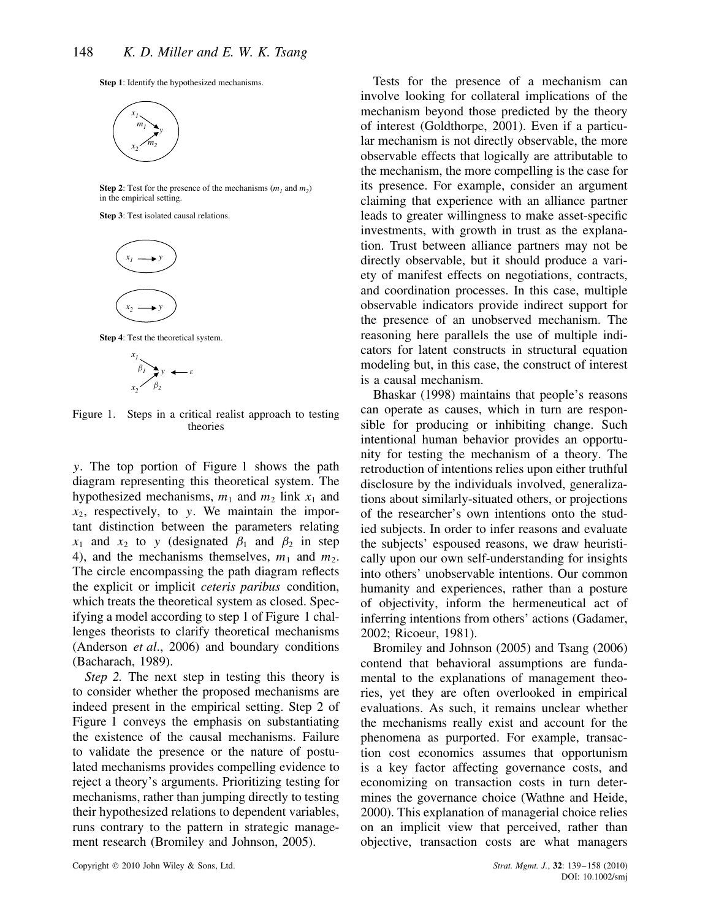**Step 1**: Identify the hypothesized mechanisms.

**Step 2**: Test for the presence of the mechanisms ($m_1$ and $m_2$) in the empirical setting.

**Step 3**: Test isolated causal relations.

**Step 4**: Test the theoretical system.

Figure 1. Steps in a critical realist approach to testing theories

$y$. The top portion of Figure 1 shows the path diagram representing this theoretical system. The hypothesized mechanisms, $m_1$ and $m_2$ link $x_1$ and $x_2$, respectively, to $y$. We maintain the important distinction between the parameters relating $x_1$ and $x_2$ to $y$ (designated $\beta_1$ and $\beta_2$ in step 4), and the mechanisms themselves, $m_1$ and $m_2$. The circle encompassing the path diagram reflects the explicit or implicit *ceteris paribus* condition, which treats the theoretical system as closed. Specifying a model according to step 1 of Figure 1 challenges theorists to clarify theoretical mechanisms (Anderson *et al*., 2006) and boundary conditions (Bacharach, 1989).

*Step 2.* The next step in testing this theory is to consider whether the proposed mechanisms are indeed present in the empirical setting. Step 2 of Figure 1 conveys the emphasis on substantiating the existence of the causal mechanisms. Failure to validate the presence or the nature of postulated mechanisms provides compelling evidence to reject a theory's arguments. Prioritizing testing for mechanisms, rather than jumping directly to testing their hypothesized relations to dependent variables, runs contrary to the pattern in strategic management research (Bromiley and Johnson, 2005).

Tests for the presence of a mechanism can involve looking for collateral implications of the mechanism beyond those predicted by the theory of interest (Goldthorpe, 2001). Even if a particular mechanism is not directly observable, the more observable effects that logically are attributable to the mechanism, the more compelling is the case for its presence. For example, consider an argument claiming that experience with an alliance partner leads to greater willingness to make asset-specific investments, with growth in trust as the explanation. Trust between alliance partners may not be directly observable, but it should produce a variety of manifest effects on negotiations, contracts, and coordination processes. In this case, multiple observable indicators provide indirect support for the presence of an unobserved mechanism. The reasoning here parallels the use of multiple indicators for latent constructs in structural equation modeling but, in this case, the construct of interest is a causal mechanism.

Bhaskar (1998) maintains that people's reasons can operate as causes, which in turn are responsible for producing or inhibiting change. Such intentional human behavior provides an opportunity for testing the mechanism of a theory. The retroduction of intentions relies upon either truthful disclosure by the individuals involved, generalizations about similarly-situated others, or projections of the researcher's own intentions onto the studied subjects. In order to infer reasons and evaluate the subjects' espoused reasons, we draw heuristically upon our own self-understanding for insights into others' unobservable intentions. Our common humanity and experiences, rather than a posture of objectivity, inform the hermeneutical act of inferring intentions from others' actions (Gadamer, 2002; Ricoeur, 1981).

Bromiley and Johnson (2005) and Tsang (2006) contend that behavioral assumptions are fundamental to the explanations of management theories, yet they are often overlooked in empirical evaluations. As such, it remains unclear whether the mechanisms really exist and account for the phenomena as purported. For example, transaction cost economics assumes that opportunism is a key factor affecting governance costs, and economizing on transaction costs in turn determines the governance choice (Wathne and Heide, 2000). This explanation of managerial choice relies on an implicit view that perceived, rather than objective, transaction costs are what managers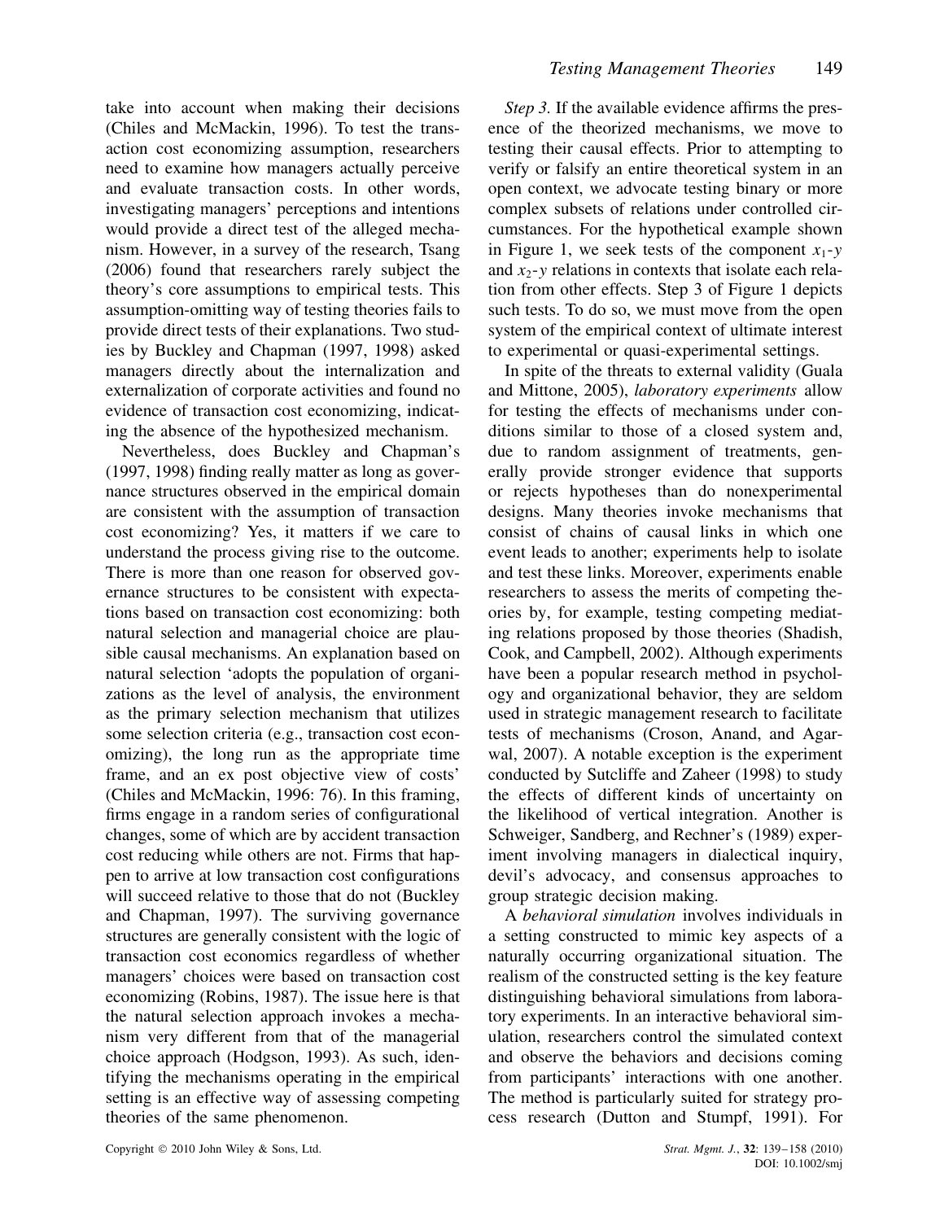take into account when making their decisions (Chiles and McMackin, 1996). To test the transaction cost economizing assumption, researchers need to examine how managers actually perceive and evaluate transaction costs. In other words, investigating managers' perceptions and intentions would provide a direct test of the alleged mechanism. However, in a survey of the research, Tsang (2006) found that researchers rarely subject the theory's core assumptions to empirical tests. This assumption-omitting way of testing theories fails to provide direct tests of their explanations. Two studies by Buckley and Chapman (1997, 1998) asked managers directly about the internalization and externalization of corporate activities and found no evidence of transaction cost economizing, indicating the absence of the hypothesized mechanism.

Nevertheless, does Buckley and Chapman's (1997, 1998) finding really matter as long as governance structures observed in the empirical domain are consistent with the assumption of transaction cost economizing? Yes, it matters if we care to understand the process giving rise to the outcome. There is more than one reason for observed governance structures to be consistent with expectations based on transaction cost economizing: both natural selection and managerial choice are plausible causal mechanisms. An explanation based on natural selection 'adopts the population of organizations as the level of analysis, the environment as the primary selection mechanism that utilizes some selection criteria (e.g., transaction cost economizing), the long run as the appropriate time frame, and an ex post objective view of costs' (Chiles and McMackin, 1996: 76). In this framing, firms engage in a random series of configurational changes, some of which are by accident transaction cost reducing while others are not. Firms that happen to arrive at low transaction cost configurations will succeed relative to those that do not (Buckley and Chapman, 1997). The surviving governance structures are generally consistent with the logic of transaction cost economics regardless of whether managers' choices were based on transaction cost economizing (Robins, 1987). The issue here is that the natural selection approach invokes a mechanism very different from that of the managerial choice approach (Hodgson, 1993). As such, identifying the mechanisms operating in the empirical setting is an effective way of assessing competing theories of the same phenomenon.

*Step 3.* If the available evidence affirms the presence of the theorized mechanisms, we move to testing their causal effects. Prior to attempting to verify or falsify an entire theoretical system in an open context, we advocate testing binary or more complex subsets of relations under controlled circumstances. For the hypothetical example shown in Figure 1, we seek tests of the component $x_1$-$y$ and $x_2$-$y$ relations in contexts that isolate each relation from other effects. Step 3 of Figure 1 depicts such tests. To do so, we must move from the open system of the empirical context of ultimate interest to experimental or quasi-experimental settings.

In spite of the threats to external validity (Guala and Mittone, 2005), *laboratory experiments* allow for testing the effects of mechanisms under conditions similar to those of a closed system and, due to random assignment of treatments, generally provide stronger evidence that supports or rejects hypotheses than do nonexperimental designs. Many theories invoke mechanisms that consist of chains of causal links in which one event leads to another; experiments help to isolate and test these links. Moreover, experiments enable researchers to assess the merits of competing theories by, for example, testing competing mediating relations proposed by those theories (Shadish, Cook, and Campbell, 2002). Although experiments have been a popular research method in psychology and organizational behavior, they are seldom used in strategic management research to facilitate tests of mechanisms (Croson, Anand, and Agarwal, 2007). A notable exception is the experiment conducted by Sutcliffe and Zaheer (1998) to study the effects of different kinds of uncertainty on the likelihood of vertical integration. Another is Schweiger, Sandberg, and Rechner's (1989) experiment involving managers in dialectical inquiry, devil's advocacy, and consensus approaches to group strategic decision making.

A *behavioral simulation* involves individuals in a setting constructed to mimic key aspects of a naturally occurring organizational situation. The realism of the constructed setting is the key feature distinguishing behavioral simulations from laboratory experiments. In an interactive behavioral simulation, researchers control the simulated context and observe the behaviors and decisions coming from participants' interactions with one another. The method is particularly suited for strategy process research (Dutton and Stumpf, 1991). For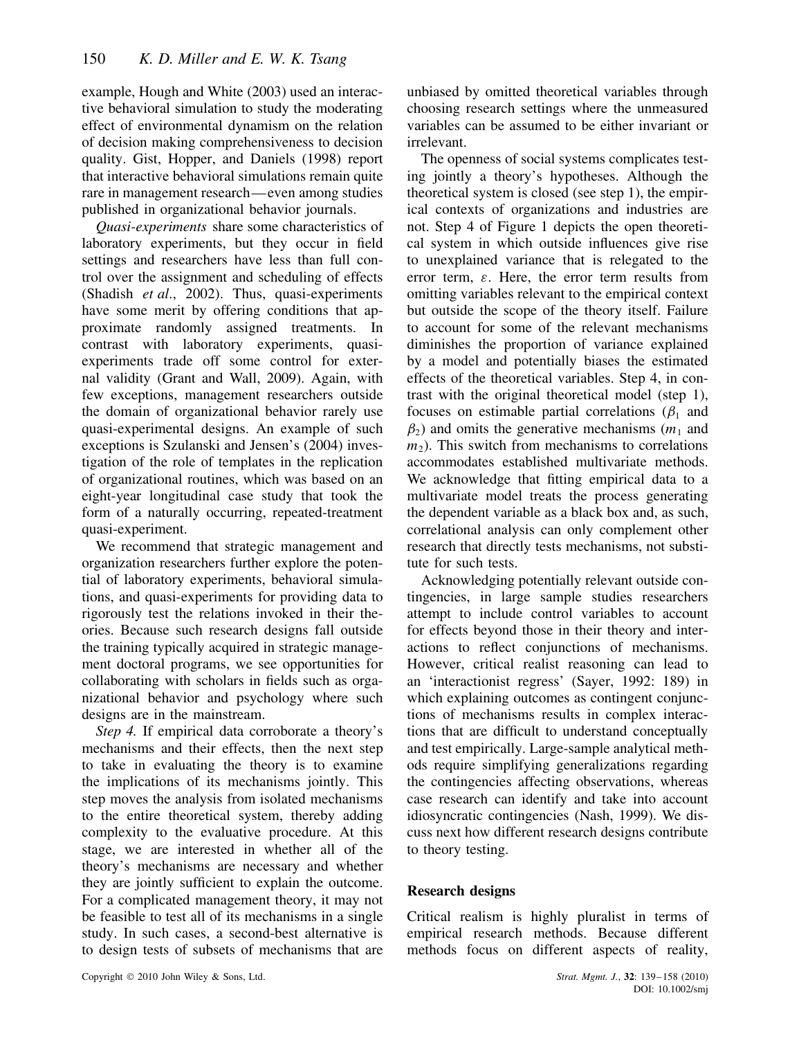example, Hough and White (2003) used an interactive behavioral simulation to study the moderating effect of environmental dynamism on the relation of decision making comprehensiveness to decision quality. Gist, Hopper, and Daniels (1998) report that interactive behavioral simulations remain quite rare in management research—even among studies published in organizational behavior journals.

*Quasi-experiments* share some characteristics of laboratory experiments, but they occur in field settings and researchers have less than full control over the assignment and scheduling of effects (Shadish *et al*., 2002). Thus, quasi-experiments have some merit by offering conditions that approximate randomly assigned treatments. In contrast with laboratory experiments, quasi-experiments trade off some control for external validity (Grant and Wall, 2009). Again, with few exceptions, management researchers outside the domain of organizational behavior rarely use quasi-experimental designs. An example of such exceptions is Szulanski and Jensen's (2004) investigation of the role of templates in the replication of organizational routines, which was based on an eight-year longitudinal case study that took the form of a naturally occurring, repeated-treatment quasi-experiment.

We recommend that strategic management and organization researchers further explore the potential of laboratory experiments, behavioral simulations, and quasi-experiments for providing data to rigorously test the relations invoked in their theories. Because such research designs fall outside the training typically acquired in strategic management doctoral programs, we see opportunities for collaborating with scholars in fields such as organizational behavior and psychology where such designs are in the mainstream.

*Step 4.* If empirical data corroborate a theory's mechanisms and their effects, then the next step to take in evaluating the theory is to examine the implications of its mechanisms jointly. This step moves the analysis from isolated mechanisms to the entire theoretical system, thereby adding complexity to the evaluative procedure. At this stage, we are interested in whether all of the theory's mechanisms are necessary and whether they are jointly sufficient to explain the outcome. For a complicated management theory, it may not be feasible to test all of its mechanisms in a single study. In such cases, a second-best alternative is to design tests of subsets of mechanisms that are unbiased by omitted theoretical variables through choosing research settings where the unmeasured variables can be assumed to be either invariant or irrelevant.

The openness of social systems complicates testing jointly a theory's hypotheses. Although the theoretical system is closed (see step 1), the empirical contexts of organizations and industries are not. Step 4 of Figure 1 depicts the open theoretical system in which outside influences give rise to unexplained variance that is relegated to the error term, $\varepsilon$. Here, the error term results from omitting variables relevant to the empirical context but outside the scope of the theory itself. Failure to account for some of the relevant mechanisms diminishes the proportion of variance explained by a model and potentially biases the estimated effects of the theoretical variables. Step 4, in contrast with the original theoretical model (step 1), focuses on estimable partial correlations ($\beta_1$ and $\beta_2$) and omits the generative mechanisms ($m_1$ and $m_2$). This switch from mechanisms to correlations accommodates established multivariate methods. We acknowledge that fitting empirical data to a multivariate model treats the process generating the dependent variable as a black box and, as such, correlational analysis can only complement other research that directly tests mechanisms, not substitute for such tests.

Acknowledging potentially relevant outside contingencies, in large sample studies researchers attempt to include control variables to account for effects beyond those in their theory and interactions to reflect conjunctions of mechanisms. However, critical realist reasoning can lead to an 'interactionist regress' (Sayer, 1992: 189) in which explaining outcomes as contingent conjunctions of mechanisms results in complex interactions that are difficult to understand conceptually and test empirically. Large-sample analytical methods require simplifying generalizations regarding the contingencies affecting observations, whereas case research can identify and take into account idiosyncratic contingencies (Nash, 1999). We discuss next how different research designs contribute to theory testing.

## Research designs

Critical realism is highly pluralist in terms of empirical research methods. Because different methods focus on different aspects of reality,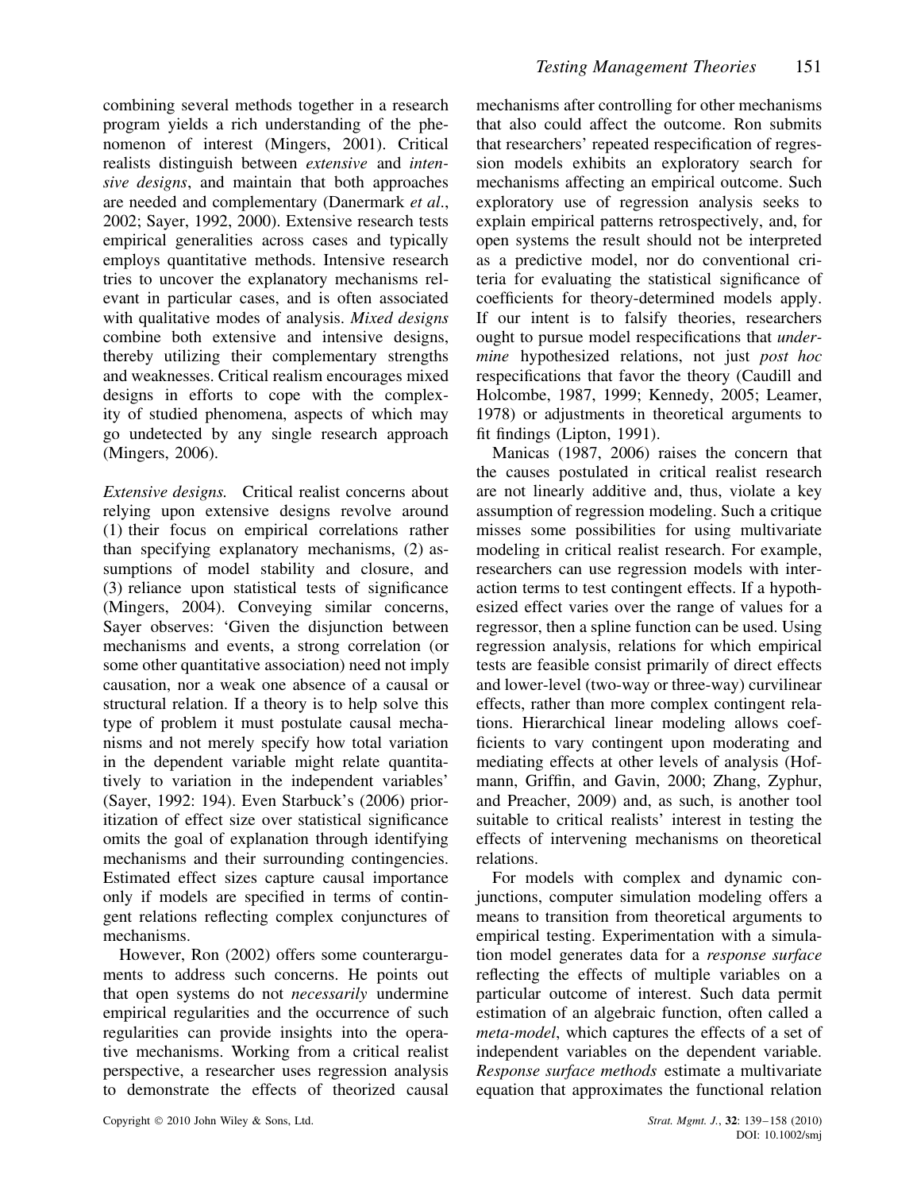combining several methods together in a research program yields a rich understanding of the phenomenon of interest (Mingers, 2001). Critical realists distinguish between *extensive* and *intensive designs*, and maintain that both approaches are needed and complementary (Danermark *et al*., 2002; Sayer, 1992, 2000). Extensive research tests empirical generalities across cases and typically employs quantitative methods. Intensive research tries to uncover the explanatory mechanisms relevant in particular cases, and is often associated with qualitative modes of analysis. *Mixed designs* combine both extensive and intensive designs, thereby utilizing their complementary strengths and weaknesses. Critical realism encourages mixed designs in efforts to cope with the complexity of studied phenomena, aspects of which may go undetected by any single research approach (Mingers, 2006).

*Extensive designs.* Critical realist concerns about relying upon extensive designs revolve around (1) their focus on empirical correlations rather than specifying explanatory mechanisms, (2) assumptions of model stability and closure, and (3) reliance upon statistical tests of significance (Mingers, 2004). Conveying similar concerns, Sayer observes: 'Given the disjunction between mechanisms and events, a strong correlation (or some other quantitative association) need not imply causation, nor a weak one absence of a causal or structural relation. If a theory is to help solve this type of problem it must postulate causal mechanisms and not merely specify how total variation in the dependent variable might relate quantitatively to variation in the independent variables' (Sayer, 1992: 194). Even Starbuck's (2006) prioritization of effect size over statistical significance omits the goal of explanation through identifying mechanisms and their surrounding contingencies. Estimated effect sizes capture causal importance only if models are specified in terms of contingent relations reflecting complex conjunctures of mechanisms.

However, Ron (2002) offers some counterarguments to address such concerns. He points out that open systems do not *necessarily* undermine empirical regularities and the occurrence of such regularities can provide insights into the operative mechanisms. Working from a critical realist perspective, a researcher uses regression analysis to demonstrate the effects of theorized causal mechanisms after controlling for other mechanisms that also could affect the outcome. Ron submits that researchers' repeated respecification of regression models exhibits an exploratory search for mechanisms affecting an empirical outcome. Such exploratory use of regression analysis seeks to explain empirical patterns retrospectively, and, for open systems the result should not be interpreted as a predictive model, nor do conventional criteria for evaluating the statistical significance of coefficients for theory-determined models apply. If our intent is to falsify theories, researchers ought to pursue model respecifications that *undermine* hypothesized relations, not just *post hoc* respecifications that favor the theory (Caudill and Holcombe, 1987, 1999; Kennedy, 2005; Leamer, 1978) or adjustments in theoretical arguments to fit findings (Lipton, 1991).

Manicas (1987, 2006) raises the concern that the causes postulated in critical realist research are not linearly additive and, thus, violate a key assumption of regression modeling. Such a critique misses some possibilities for using multivariate modeling in critical realist research. For example, researchers can use regression models with interaction terms to test contingent effects. If a hypothesized effect varies over the range of values for a regressor, then a spline function can be used. Using regression analysis, relations for which empirical tests are feasible consist primarily of direct effects and lower-level (two-way or three-way) curvilinear effects, rather than more complex contingent relations. Hierarchical linear modeling allows coefficients to vary contingent upon moderating and mediating effects at other levels of analysis (Hofmann, Griffin, and Gavin, 2000; Zhang, Zyphur, and Preacher, 2009) and, as such, is another tool suitable to critical realists' interest in testing the effects of intervening mechanisms on theoretical relations.

For models with complex and dynamic conjunctions, computer simulation modeling offers a means to transition from theoretical arguments to empirical testing. Experimentation with a simulation model generates data for a *response surface* reflecting the effects of multiple variables on a particular outcome of interest. Such data permit estimation of an algebraic function, often called a *meta-model*, which captures the effects of a set of independent variables on the dependent variable. *Response surface methods* estimate a multivariate equation that approximates the functional relation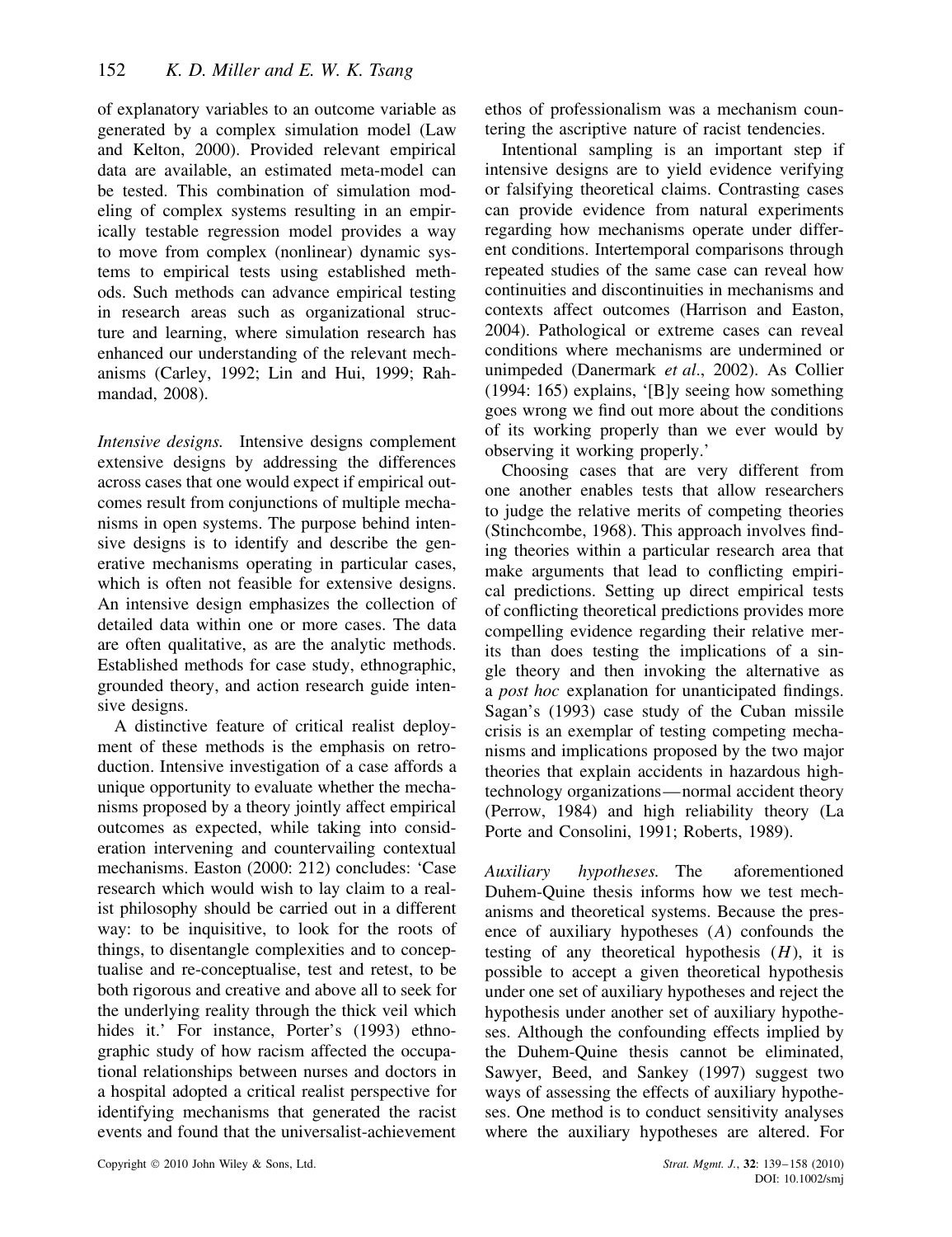of explanatory variables to an outcome variable as generated by a complex simulation model (Law and Kelton, 2000). Provided relevant empirical data are available, an estimated meta-model can be tested. This combination of simulation modeling of complex systems resulting in an empirically testable regression model provides a way to move from complex (nonlinear) dynamic systems to empirical tests using established methods. Such methods can advance empirical testing in research areas such as organizational structure and learning, where simulation research has enhanced our understanding of the relevant mechanisms (Carley, 1992; Lin and Hui, 1999; Rahmandad, 2008).

*Intensive designs.* Intensive designs complement extensive designs by addressing the differences across cases that one would expect if empirical outcomes result from conjunctions of multiple mechanisms in open systems. The purpose behind intensive designs is to identify and describe the generative mechanisms operating in particular cases, which is often not feasible for extensive designs. An intensive design emphasizes the collection of detailed data within one or more cases. The data are often qualitative, as are the analytic methods. Established methods for case study, ethnographic, grounded theory, and action research guide intensive designs.

A distinctive feature of critical realist deployment of these methods is the emphasis on retroduction. Intensive investigation of a case affords a unique opportunity to evaluate whether the mechanisms proposed by a theory jointly affect empirical outcomes as expected, while taking into consideration intervening and countervailing contextual mechanisms. Easton (2000: 212) concludes: 'Case research which would wish to lay claim to a realist philosophy should be carried out in a different way: to be inquisitive, to look for the roots of things, to disentangle complexities and to conceptualise and re-conceptualise, test and retest, to be both rigorous and creative and above all to seek for the underlying reality through the thick veil which hides it.' For instance, Porter's (1993) ethnographic study of how racism affected the occupational relationships between nurses and doctors in a hospital adopted a critical realist perspective for identifying mechanisms that generated the racist events and found that the universalist-achievement ethos of professionalism was a mechanism countering the ascriptive nature of racist tendencies.

Intentional sampling is an important step if intensive designs are to yield evidence verifying or falsifying theoretical claims. Contrasting cases can provide evidence from natural experiments regarding how mechanisms operate under different conditions. Intertemporal comparisons through repeated studies of the same case can reveal how continuities and discontinuities in mechanisms and contexts affect outcomes (Harrison and Easton, 2004). Pathological or extreme cases can reveal conditions where mechanisms are undermined or unimpeded (Danermark *et al*., 2002). As Collier (1994: 165) explains, '[B]y seeing how something goes wrong we find out more about the conditions of its working properly than we ever would by observing it working properly.'

Choosing cases that are very different from one another enables tests that allow researchers to judge the relative merits of competing theories (Stinchcombe, 1968). This approach involves finding theories within a particular research area that make arguments that lead to conflicting empirical predictions. Setting up direct empirical tests of conflicting theoretical predictions provides more compelling evidence regarding their relative merits than does testing the implications of a single theory and then invoking the alternative as a *post hoc* explanation for unanticipated findings. Sagan's (1993) case study of the Cuban missile crisis is an exemplar of testing competing mechanisms and implications proposed by the two major theories that explain accidents in hazardous high-technology organizations—normal accident theory (Perrow, 1984) and high reliability theory (La Porte and Consolini, 1991; Roberts, 1989).

*Auxiliary hypotheses.* The aforementioned Duhem-Quine thesis informs how we test mechanisms and theoretical systems. Because the presence of auxiliary hypotheses ($A$) confounds the testing of any theoretical hypothesis ($H$), it is possible to accept a given theoretical hypothesis under one set of auxiliary hypotheses and reject the hypothesis under another set of auxiliary hypotheses. Although the confounding effects implied by the Duhem-Quine thesis cannot be eliminated, Sawyer, Beed, and Sankey (1997) suggest two ways of assessing the effects of auxiliary hypotheses. One method is to conduct sensitivity analyses where the auxiliary hypotheses are altered. For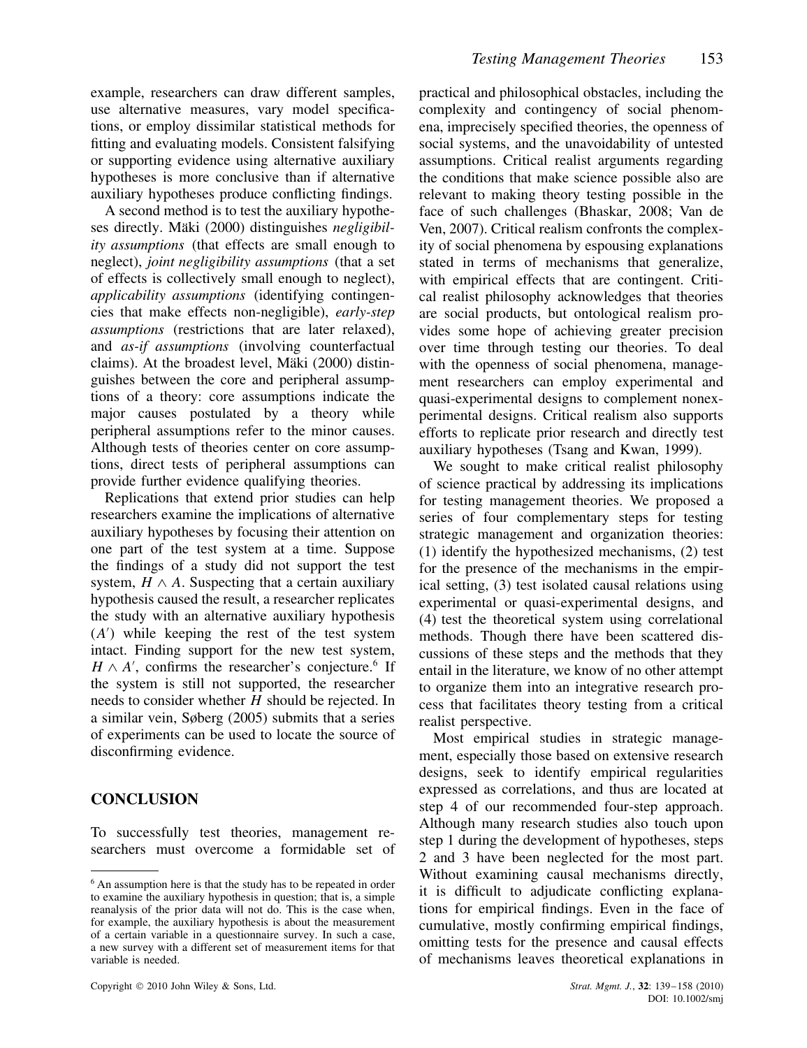example, researchers can draw different samples, use alternative measures, vary model specifications, or employ dissimilar statistical methods for fitting and evaluating models. Consistent falsifying or supporting evidence using alternative auxiliary hypotheses is more conclusive than if alternative auxiliary hypotheses produce conflicting findings.

A second method is to test the auxiliary hypotheses directly. Mäki (2000) distinguishes *negligibility assumptions* (that effects are small enough to neglect), *joint negligibility assumptions* (that a set of effects is collectively small enough to neglect), *applicability assumptions* (identifying contingencies that make effects non-negligible), *early-step assumptions* (restrictions that are later relaxed), and *as-if assumptions* (involving counterfactual claims). At the broadest level, Mäki (2000) distinguishes between the core and peripheral assumptions of a theory: core assumptions indicate the major causes postulated by a theory while peripheral assumptions refer to the minor causes. Although tests of theories center on core assumptions, direct tests of peripheral assumptions can provide further evidence qualifying theories.

Replications that extend prior studies can help researchers examine the implications of alternative auxiliary hypotheses by focusing their attention on one part of the test system at a time. Suppose the findings of a study did not support the test system, $H \wedge A$. Suspecting that a certain auxiliary hypothesis caused the result, a researcher replicates the study with an alternative auxiliary hypothesis ($A'$) while keeping the rest of the test system intact. Finding support for the new test system, $H \wedge A'$, confirms the researcher's conjecture.[6] If the system is still not supported, the researcher needs to consider whether $H$ should be rejected. In a similar vein, Søberg (2005) submits that a series of experiments can be used to locate the source of disconfirming evidence.

## CONCLUSION

To successfully test theories, management researchers must overcome a formidable set of practical and philosophical obstacles, including the complexity and contingency of social phenomena, imprecisely specified theories, the openness of social systems, and the unavoidability of untested assumptions. Critical realist arguments regarding the conditions that make science possible also are relevant to making theory testing possible in the face of such challenges (Bhaskar, 2008; Van de Ven, 2007). Critical realism confronts the complexity of social phenomena by espousing explanations stated in terms of mechanisms that generalize, with empirical effects that are contingent. Critical realist philosophy acknowledges that theories are social products, but ontological realism provides some hope of achieving greater precision over time through testing our theories. To deal with the openness of social phenomena, management researchers can employ experimental and quasi-experimental designs to complement nonexperimental designs. Critical realism also supports efforts to replicate prior research and directly test auxiliary hypotheses (Tsang and Kwan, 1999).

We sought to make critical realist philosophy of science practical by addressing its implications for testing management theories. We proposed a series of four complementary steps for testing strategic management and organization theories: (1) identify the hypothesized mechanisms, (2) test for the presence of the mechanisms in the empirical setting, (3) test isolated causal relations using experimental or quasi-experimental designs, and (4) test the theoretical system using correlational methods. Though there have been scattered discussions of these steps and the methods that they entail in the literature, we know of no other attempt to organize them into an integrative research process that facilitates theory testing from a critical realist perspective.

Most empirical studies in strategic management, especially those based on extensive research designs, seek to identify empirical regularities expressed as correlations, and thus are located at step 4 of our recommended four-step approach. Although many research studies also touch upon step 1 during the development of hypotheses, steps 2 and 3 have been neglected for the most part. Without examining causal mechanisms directly, it is difficult to adjudicate conflicting explanations for empirical findings. Even in the face of cumulative, mostly confirming empirical findings, omitting tests for the presence and causal effects of mechanisms leaves theoretical explanations in

[6] An assumption here is that the study has to be repeated in order to examine the auxiliary hypothesis in question; that is, a simple reanalysis of the prior data will not do. This is the case when, for example, the auxiliary hypothesis is about the measurement of a certain variable in a questionnaire survey. In such a case, a new survey with a different set of measurement items for that variable is needed.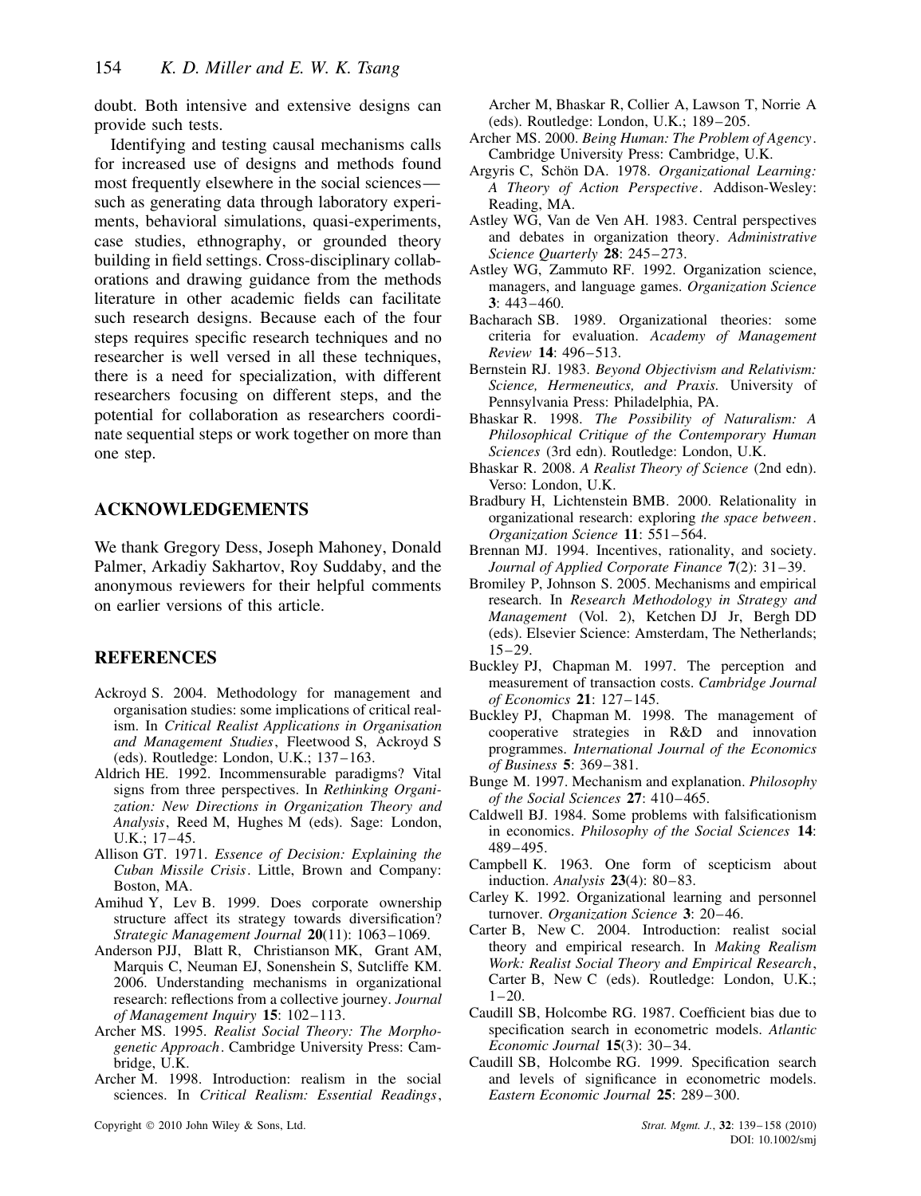doubt. Both intensive and extensive designs can provide such tests.

Identifying and testing causal mechanisms calls for increased use of designs and methods found most frequently elsewhere in the social sciences—such as generating data through laboratory experiments, behavioral simulations, quasi-experiments, case studies, ethnography, or grounded theory building in field settings. Cross-disciplinary collaborations and drawing guidance from the methods literature in other academic fields can facilitate such research designs. Because each of the four steps requires specific research techniques and no researcher is well versed in all these techniques, there is a need for specialization, with different researchers focusing on different steps, and the potential for collaboration as researchers coordinate sequential steps or work together on more than one step.

## ACKNOWLEDGEMENTS

We thank Gregory Dess, Joseph Mahoney, Donald Palmer, Arkadiy Sakhartov, Roy Suddaby, and the anonymous reviewers for their helpful comments on earlier versions of this article.

## REFERENCES

Ackroyd S. 2004. Methodology for management and organisation studies: some implications of critical realism. In *Critical Realist Applications in Organisation and Management Studies*, Fleetwood S, Ackroyd S (eds). Routledge: London, U.K.; 137–163.

Aldrich HE. 1992. Incommensurable paradigms? Vital signs from three perspectives. In *Rethinking Organization: New Directions in Organization Theory and Analysis*, Reed M, Hughes M (eds). Sage: London, U.K.; 17–45.

Allison GT. 1971. *Essence of Decision: Explaining the Cuban Missile Crisis*. Little, Brown and Company: Boston, MA.

Amihud Y, Lev B. 1999. Does corporate ownership structure affect its strategy towards diversification? *Strategic Management Journal* **20**(11): 1063–1069.

Anderson PJJ, Blatt R, Christianson MK, Grant AM, Marquis C, Neuman EJ, Sonenshein S, Sutcliffe KM. 2006. Understanding mechanisms in organizational research: reflections from a collective journey. *Journal of Management Inquiry* **15**: 102–113.

Archer MS. 1995. *Realist Social Theory: The Morphogenetic Approach*. Cambridge University Press: Cambridge, U.K.

Archer M. 1998. Introduction: realism in the social sciences. In *Critical Realism: Essential Readings*, Archer M, Bhaskar R, Collier A, Lawson T, Norrie A (eds). Routledge: London, U.K.; 189–205.

Archer MS. 2000. *Being Human: The Problem of Agency*. Cambridge University Press: Cambridge, U.K.

Argyris C, Schön DA. 1978. *Organizational Learning: A Theory of Action Perspective*. Addison-Wesley: Reading, MA.

Astley WG, Van de Ven AH. 1983. Central perspectives and debates in organization theory. *Administrative Science Quarterly* **28**: 245–273.

Astley WG, Zammuto RF. 1992. Organization science, managers, and language games. *Organization Science* **3**: 443–460.

Bacharach SB. 1989. Organizational theories: some criteria for evaluation. *Academy of Management Review* **14**: 496–513.

Bernstein RJ. 1983. *Beyond Objectivism and Relativism: Science, Hermeneutics, and Praxis.* University of Pennsylvania Press: Philadelphia, PA.

Bhaskar R. 1998. *The Possibility of Naturalism: A Philosophical Critique of the Contemporary Human Sciences* (3rd edn). Routledge: London, U.K.

Bhaskar R. 2008. *A Realist Theory of Science* (2nd edn). Verso: London, U.K.

Bradbury H, Lichtenstein BMB. 2000. Relationality in organizational research: exploring *the space between*. *Organization Science* **11**: 551–564.

Brennan MJ. 1994. Incentives, rationality, and society. *Journal of Applied Corporate Finance* **7**(2): 31–39.

Bromiley P, Johnson S. 2005. Mechanisms and empirical research. In *Research Methodology in Strategy and Management* (Vol. 2), Ketchen DJ Jr, Bergh DD (eds). Elsevier Science: Amsterdam, The Netherlands; 15–29.

Buckley PJ, Chapman M. 1997. The perception and measurement of transaction costs. *Cambridge Journal of Economics* **21**: 127–145.

Buckley PJ, Chapman M. 1998. The management of cooperative strategies in R&D and innovation programmes. *International Journal of the Economics of Business* **5**: 369–381.

Bunge M. 1997. Mechanism and explanation. *Philosophy of the Social Sciences* **27**: 410–465.

Caldwell BJ. 1984. Some problems with falsificationism in economics. *Philosophy of the Social Sciences* **14**: 489–495.

Campbell K. 1963. One form of scepticism about induction. *Analysis* **23**(4): 80–83.

Carley K. 1992. Organizational learning and personnel turnover. *Organization Science* **3**: 20–46.

Carter B, New C. 2004. Introduction: realist social theory and empirical research. In *Making Realism Work: Realist Social Theory and Empirical Research*, Carter B, New C (eds). Routledge: London, U.K.; 1–20.

Caudill SB, Holcombe RG. 1987. Coefficient bias due to specification search in econometric models. *Atlantic Economic Journal* **15**(3): 30–34.

Caudill SB, Holcombe RG. 1999. Specification search and levels of significance in econometric models. *Eastern Economic Journal* **25**: 289–300.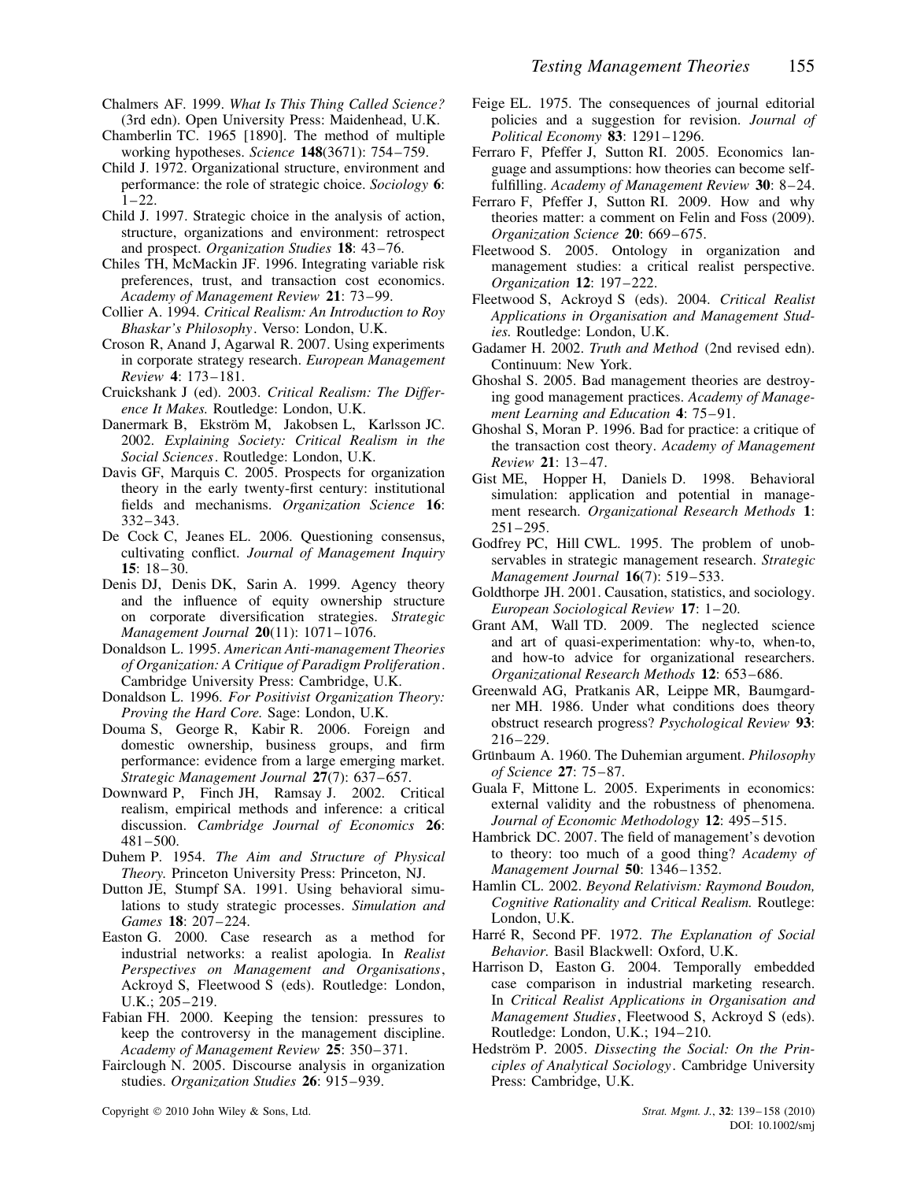Chalmers AF. 1999. *What Is This Thing Called Science?* (3rd edn). Open University Press: Maidenhead, U.K.

Chamberlin TC. 1965 [1890]. The method of multiple working hypotheses. *Science* **148**(3671): 754–759.

Child J. 1972. Organizational structure, environment and performance: the role of strategic choice. *Sociology* **6**: 1–22.

Child J. 1997. Strategic choice in the analysis of action, structure, organizations and environment: retrospect and prospect. *Organization Studies* **18**: 43–76.

Chiles TH, McMackin JF. 1996. Integrating variable risk preferences, trust, and transaction cost economics. *Academy of Management Review* **21**: 73–99.

Collier A. 1994. *Critical Realism: An Introduction to Roy Bhaskar's Philosophy*. Verso: London, U.K.

Croson R, Anand J, Agarwal R. 2007. Using experiments in corporate strategy research. *European Management Review* **4**: 173–181.

Cruickshank J (ed). 2003. *Critical Realism: The Difference It Makes.* Routledge: London, U.K.

Danermark B, Ekström M, Jakobsen L, Karlsson JC. 2002. *Explaining Society: Critical Realism in the Social Sciences*. Routledge: London, U.K.

Davis GF, Marquis C. 2005. Prospects for organization theory in the early twenty-first century: institutional fields and mechanisms. *Organization Science* **16**: 332–343.

De Cock C, Jeanes EL. 2006. Questioning consensus, cultivating conflict. *Journal of Management Inquiry* **15**: 18–30.

Denis DJ, Denis DK, Sarin A. 1999. Agency theory and the influence of equity ownership structure on corporate diversification strategies. *Strategic Management Journal* **20**(11): 1071–1076.

Donaldson L. 1995. *American Anti-management Theories of Organization: A Critique of Paradigm Proliferation*. Cambridge University Press: Cambridge, U.K.

Donaldson L. 1996. *For Positivist Organization Theory: Proving the Hard Core.* Sage: London, U.K.

Douma S, George R, Kabir R. 2006. Foreign and domestic ownership, business groups, and firm performance: evidence from a large emerging market. *Strategic Management Journal* **27**(7): 637–657.

Downward P, Finch JH, Ramsay J. 2002. Critical realism, empirical methods and inference: a critical discussion. *Cambridge Journal of Economics* **26**: 481–500.

Duhem P. 1954. *The Aim and Structure of Physical Theory.* Princeton University Press: Princeton, NJ.

Dutton JE, Stumpf SA. 1991. Using behavioral simulations to study strategic processes. *Simulation and Games* **18**: 207–224.

Easton G. 2000. Case research as a method for industrial networks: a realist apologia. In *Realist Perspectives on Management and Organisations*, Ackroyd S, Fleetwood S (eds). Routledge: London, U.K.; 205–219.

Fabian FH. 2000. Keeping the tension: pressures to keep the controversy in the management discipline. *Academy of Management Review* **25**: 350–371.

Fairclough N. 2005. Discourse analysis in organization studies. *Organization Studies* **26**: 915–939.

Feige EL. 1975. The consequences of journal editorial policies and a suggestion for revision. *Journal of Political Economy* **83**: 1291–1296.

Ferraro F, Pfeffer J, Sutton RI. 2005. Economics language and assumptions: how theories can become self-fulfilling. *Academy of Management Review* **30**: 8–24.

Ferraro F, Pfeffer J, Sutton RI. 2009. How and why theories matter: a comment on Felin and Foss (2009). *Organization Science* **20**: 669–675.

Fleetwood S. 2005. Ontology in organization and management studies: a critical realist perspective. *Organization* **12**: 197–222.

Fleetwood S, Ackroyd S (eds). 2004. *Critical Realist Applications in Organisation and Management Studies.* Routledge: London, U.K.

Gadamer H. 2002. *Truth and Method* (2nd revised edn). Continuum: New York.

Ghoshal S. 2005. Bad management theories are destroying good management practices. *Academy of Management Learning and Education* **4**: 75–91.

Ghoshal S, Moran P. 1996. Bad for practice: a critique of the transaction cost theory. *Academy of Management Review* **21**: 13–47.

Gist ME, Hopper H, Daniels D. 1998. Behavioral simulation: application and potential in management research. *Organizational Research Methods* **1**: 251–295.

Godfrey PC, Hill CWL. 1995. The problem of unobservables in strategic management research. *Strategic Management Journal* **16**(7): 519–533.

Goldthorpe JH. 2001. Causation, statistics, and sociology. *European Sociological Review* **17**: 1–20.

Grant AM, Wall TD. 2009. The neglected science and art of quasi-experimentation: why-to, when-to, and how-to advice for organizational researchers. *Organizational Research Methods* **12**: 653–686.

Greenwald AG, Pratkanis AR, Leippe MR, Baumgardner MH. 1986. Under what conditions does theory obstruct research progress? *Psychological Review* **93**: 216–229.

Grünbaum A. 1960. The Duhemian argument. *Philosophy of Science* **27**: 75–87.

Guala F, Mittone L. 2005. Experiments in economics: external validity and the robustness of phenomena. *Journal of Economic Methodology* **12**: 495–515.

Hambrick DC. 2007. The field of management's devotion to theory: too much of a good thing? *Academy of Management Journal* **50**: 1346–1352.

Hamlin CL. 2002. *Beyond Relativism: Raymond Boudon, Cognitive Rationality and Critical Realism.* Routlege: London, U.K.

Harré R, Second PF. 1972. *The Explanation of Social Behavior.* Basil Blackwell: Oxford, U.K.

Harrison D, Easton G. 2004. Temporally embedded case comparison in industrial marketing research. In *Critical Realist Applications in Organisation and Management Studies*, Fleetwood S, Ackroyd S (eds). Routledge: London, U.K.; 194–210.

Hedström P. 2005. *Dissecting the Social: On the Principles of Analytical Sociology*. Cambridge University Press: Cambridge, U.K.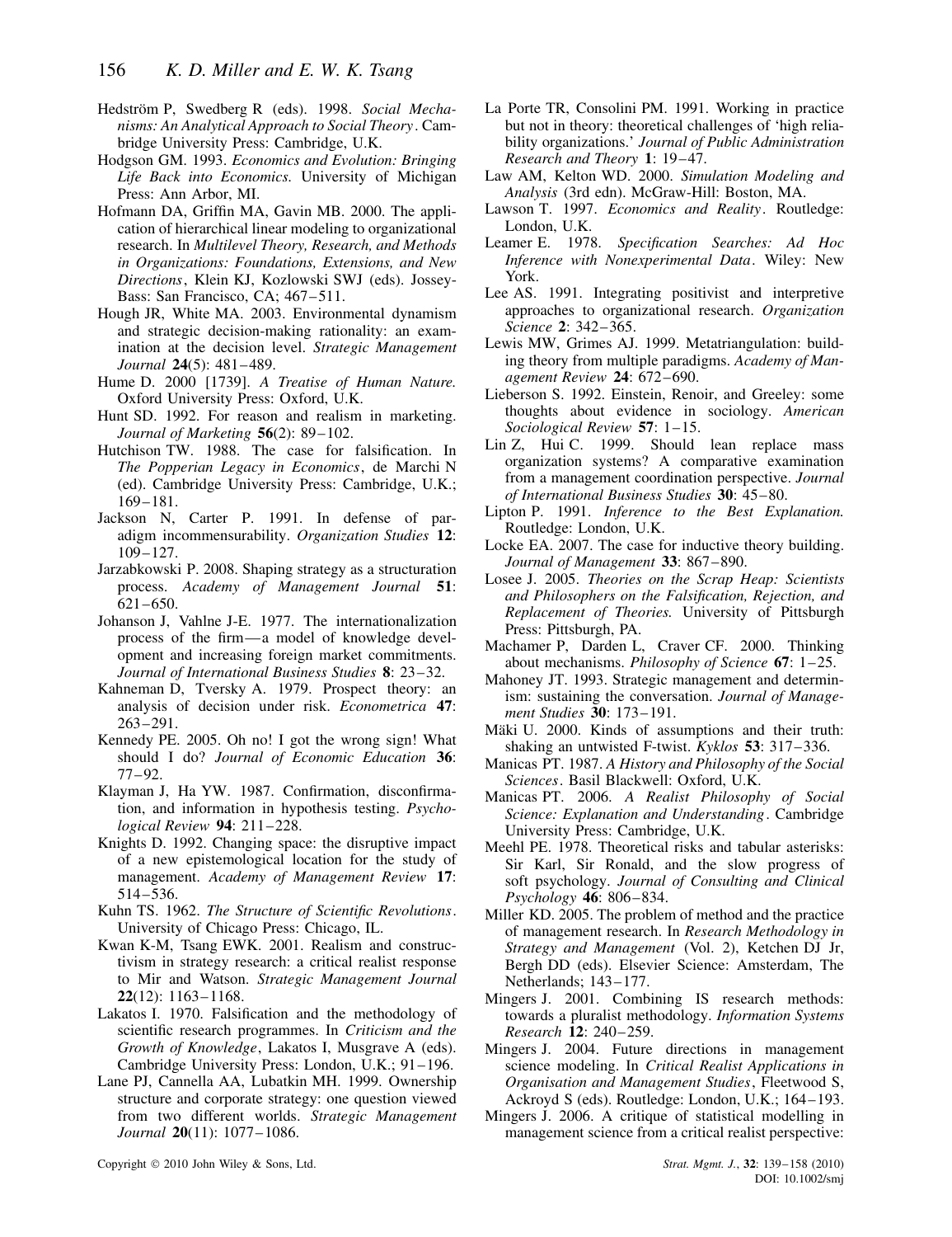Hedström P, Swedberg R (eds). 1998. *Social Mechanisms: An Analytical Approach to Social Theory*. Cambridge University Press: Cambridge, U.K.

Hodgson GM. 1993. *Economics and Evolution: Bringing Life Back into Economics.* University of Michigan Press: Ann Arbor, MI.

Hofmann DA, Griffin MA, Gavin MB. 2000. The application of hierarchical linear modeling to organizational research. In *Multilevel Theory, Research, and Methods in Organizations: Foundations, Extensions, and New Directions*, Klein KJ, Kozlowski SWJ (eds). Jossey-Bass: San Francisco, CA; 467–511.

Hough JR, White MA. 2003. Environmental dynamism and strategic decision-making rationality: an examination at the decision level. *Strategic Management Journal* **24**(5): 481–489.

Hume D. 2000 [1739]. *A Treatise of Human Nature.* Oxford University Press: Oxford, U.K.

Hunt SD. 1992. For reason and realism in marketing. *Journal of Marketing* **56**(2): 89–102.

Hutchison TW. 1988. The case for falsification. In *The Popperian Legacy in Economics*, de Marchi N (ed). Cambridge University Press: Cambridge, U.K.; 169–181.

Jackson N, Carter P. 1991. In defense of paradigm incommensurability. *Organization Studies* **12**: 109–127.

Jarzabkowski P. 2008. Shaping strategy as a structuration process. *Academy of Management Journal* **51**: 621–650.

Johanson J, Vahlne J-E. 1977. The internationalization process of the firm—a model of knowledge development and increasing foreign market commitments. *Journal of International Business Studies* **8**: 23–32.

Kahneman D, Tversky A. 1979. Prospect theory: an analysis of decision under risk. *Econometrica* **47**: 263–291.

Kennedy PE. 2005. Oh no! I got the wrong sign! What should I do? *Journal of Economic Education* **36**: 77–92.

Klayman J, Ha YW. 1987. Confirmation, disconfirmation, and information in hypothesis testing. *Psychological Review* **94**: 211–228.

Knights D. 1992. Changing space: the disruptive impact of a new epistemological location for the study of management. *Academy of Management Review* **17**: 514–536.

Kuhn TS. 1962. *The Structure of Scientific Revolutions*. University of Chicago Press: Chicago, IL.

Kwan K-M, Tsang EWK. 2001. Realism and constructivism in strategy research: a critical realist response to Mir and Watson. *Strategic Management Journal* **22**(12): 1163–1168.

Lakatos I. 1970. Falsification and the methodology of scientific research programmes. In *Criticism and the Growth of Knowledge*, Lakatos I, Musgrave A (eds). Cambridge University Press: London, U.K.; 91–196.

Lane PJ, Cannella AA, Lubatkin MH. 1999. Ownership structure and corporate strategy: one question viewed from two different worlds. *Strategic Management Journal* **20**(11): 1077–1086.

La Porte TR, Consolini PM. 1991. Working in practice but not in theory: theoretical challenges of 'high reliability organizations.' *Journal of Public Administration Research and Theory* **1**: 19–47.

Law AM, Kelton WD. 2000. *Simulation Modeling and Analysis* (3rd edn). McGraw-Hill: Boston, MA.

Lawson T. 1997. *Economics and Reality*. Routledge: London, U.K.

Leamer E. 1978. *Specification Searches: Ad Hoc Inference with Nonexperimental Data*. Wiley: New York.

Lee AS. 1991. Integrating positivist and interpretive approaches to organizational research. *Organization Science* **2**: 342–365.

Lewis MW, Grimes AJ. 1999. Metatriangulation: building theory from multiple paradigms. *Academy of Management Review* **24**: 672–690.

Lieberson S. 1992. Einstein, Renoir, and Greeley: some thoughts about evidence in sociology. *American Sociological Review* **57**: 1–15.

Lin Z, Hui C. 1999. Should lean replace mass organization systems? A comparative examination from a management coordination perspective. *Journal of International Business Studies* **30**: 45–80.

Lipton P. 1991. *Inference to the Best Explanation.* Routledge: London, U.K.

Locke EA. 2007. The case for inductive theory building. *Journal of Management* **33**: 867–890.

Losee J. 2005. *Theories on the Scrap Heap: Scientists and Philosophers on the Falsification, Rejection, and Replacement of Theories.* University of Pittsburgh Press: Pittsburgh, PA.

Machamer P, Darden L, Craver CF. 2000. Thinking about mechanisms. *Philosophy of Science* **67**: 1–25.

Mahoney JT. 1993. Strategic management and determinism: sustaining the conversation. *Journal of Management Studies* **30**: 173–191.

Mäki U. 2000. Kinds of assumptions and their truth: shaking an untwisted F-twist. *Kyklos* **53**: 317–336.

Manicas PT. 1987. *A History and Philosophy of the Social Sciences*. Basil Blackwell: Oxford, U.K.

Manicas PT. 2006. *A Realist Philosophy of Social Science: Explanation and Understanding*. Cambridge University Press: Cambridge, U.K.

Meehl PE. 1978. Theoretical risks and tabular asterisks: Sir Karl, Sir Ronald, and the slow progress of soft psychology. *Journal of Consulting and Clinical Psychology* **46**: 806–834.

Miller KD. 2005. The problem of method and the practice of management research. In *Research Methodology in Strategy and Management* (Vol. 2), Ketchen DJ Jr, Bergh DD (eds). Elsevier Science: Amsterdam, The Netherlands; 143–177.

Mingers J. 2001. Combining IS research methods: towards a pluralist methodology. *Information Systems Research* **12**: 240–259.

Mingers J. 2004. Future directions in management science modeling. In *Critical Realist Applications in Organisation and Management Studies*, Fleetwood S, Ackroyd S (eds). Routledge: London, U.K.; 164–193.

Mingers J. 2006. A critique of statistical modelling in management science from a critical realist perspective: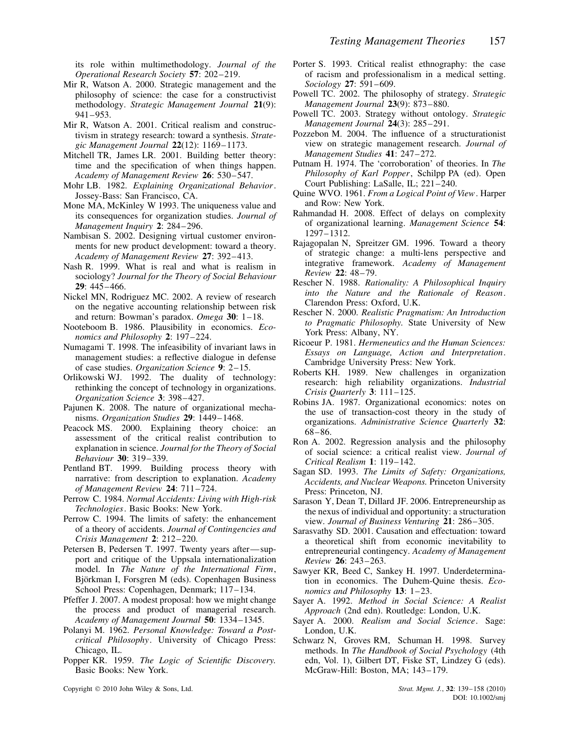its role within multimethodology. *Journal of the Operational Research Society* **57**: 202–219.

Mir R, Watson A. 2000. Strategic management and the philosophy of science: the case for a constructivist methodology. *Strategic Management Journal* **21**(9): 941–953.

Mir R, Watson A. 2001. Critical realism and constructivism in strategy research: toward a synthesis. *Strategic Management Journal* **22**(12): 1169–1173.

Mitchell TR, James LR. 2001. Building better theory: time and the specification of when things happen. *Academy of Management Review* **26**: 530–547.

Mohr LB. 1982. *Explaining Organizational Behavior*. Jossey-Bass: San Francisco, CA.

Mone MA, McKinley W 1993. The uniqueness value and its consequences for organization studies. *Journal of Management Inquiry* **2**: 284–296.

Nambisan S. 2002. Designing virtual customer environments for new product development: toward a theory. *Academy of Management Review* **27**: 392–413.

Nash R. 1999. What is real and what is realism in sociology? *Journal for the Theory of Social Behaviour* **29**: 445–466.

Nickel MN, Rodriguez MC. 2002. A review of research on the negative accounting relationship between risk and return: Bowman's paradox. *Omega* **30**: 1–18.

Nooteboom B. 1986. Plausibility in economics. *Economics and Philosophy* **2**: 197–224.

Numagami T. 1998. The infeasibility of invariant laws in management studies: a reflective dialogue in defense of case studies. *Organization Science* **9**: 2–15.

Orlikowski WJ. 1992. The duality of technology: rethinking the concept of technology in organizations. *Organization Science* **3**: 398–427.

Pajunen K. 2008. The nature of organizational mechanisms. *Organization Studies* **29**: 1449–1468.

Peacock MS. 2000. Explaining theory choice: an assessment of the critical realist contribution to explanation in science. *Journal for the Theory of Social Behaviour* **30**: 319–339.

Pentland BT. 1999. Building process theory with narrative: from description to explanation. *Academy of Management Review* **24**: 711–724.

Perrow C. 1984. *Normal Accidents: Living with High-risk Technologies*. Basic Books: New York.

Perrow C. 1994. The limits of safety: the enhancement of a theory of accidents. *Journal of Contingencies and Crisis Management* **2**: 212–220.

Petersen B, Pedersen T. 1997. Twenty years after—support and critique of the Uppsala internationalization model. In *The Nature of the International Firm*, Björkman I, Forsgren M (eds). Copenhagen Business School Press: Copenhagen, Denmark; 117–134.

Pfeffer J. 2007. A modest proposal: how we might change the process and product of managerial research. *Academy of Management Journal* **50**: 1334–1345.

Polanyi M. 1962. *Personal Knowledge: Toward a Post-critical Philosophy*. University of Chicago Press: Chicago, IL.

Popper KR. 1959. *The Logic of Scientific Discovery.* Basic Books: New York.

Porter S. 1993. Critical realist ethnography: the case of racism and professionalism in a medical setting. *Sociology* **27**: 591–609.

Powell TC. 2002. The philosophy of strategy. *Strategic Management Journal* **23**(9): 873–880.

Powell TC. 2003. Strategy without ontology. *Strategic Management Journal* **24**(3): 285–291.

Pozzebon M. 2004. The influence of a structurationist view on strategic management research. *Journal of Management Studies* **41**: 247–272.

Putnam H. 1974. The 'corroboration' of theories. In *The Philosophy of Karl Popper*, Schilpp PA (ed). Open Court Publishing: LaSalle, IL; 221–240.

Quine WVO. 1961. *From a Logical Point of View*. Harper and Row: New York.

Rahmandad H. 2008. Effect of delays on complexity of organizational learning. *Management Science* **54**: 1297–1312.

Rajagopalan N, Spreitzer GM. 1996. Toward a theory of strategic change: a multi-lens perspective and integrative framework. *Academy of Management Review* **22**: 48–79.

Rescher N. 1988. *Rationality: A Philosophical Inquiry into the Nature and the Rationale of Reason*. Clarendon Press: Oxford, U.K.

Rescher N. 2000. *Realistic Pragmatism: An Introduction to Pragmatic Philosophy.* State University of New York Press: Albany, NY.

Ricoeur P. 1981. *Hermeneutics and the Human Sciences: Essays on Language, Action and Interpretation*. Cambridge University Press: New York.

Roberts KH. 1989. New challenges in organization research: high reliability organizations. *Industrial Crisis Quarterly* **3**: 111–125.

Robins JA. 1987. Organizational economics: notes on the use of transaction-cost theory in the study of organizations. *Administrative Science Quarterly* **32**: 68–86.

Ron A. 2002. Regression analysis and the philosophy of social science: a critical realist view. *Journal of Critical Realism* **1**: 119–142.

Sagan SD. 1993. *The Limits of Safety: Organizations, Accidents, and Nuclear Weapons.* Princeton University Press: Princeton, NJ.

Sarason Y, Dean T, Dillard JF. 2006. Entrepreneurship as the nexus of individual and opportunity: a structuration view. *Journal of Business Venturing* **21**: 286–305.

Sarasvathy SD. 2001. Causation and effectuation: toward a theoretical shift from economic inevitability to entrepreneurial contingency. *Academy of Management Review* **26**: 243–263.

Sawyer KR, Beed C, Sankey H. 1997. Underdetermination in economics. The Duhem-Quine thesis. *Economics and Philosophy* **13**: 1–23.

Sayer A. 1992. *Method in Social Science: A Realist Approach* (2nd edn). Routledge: London, U.K.

Sayer A. 2000. *Realism and Social Science*. Sage: London, U.K.

Schwarz N, Groves RM, Schuman H. 1998. Survey methods. In *The Handbook of Social Psychology* (4th edn, Vol. 1), Gilbert DT, Fiske ST, Lindzey G (eds). McGraw-Hill: Boston, MA; 143–179.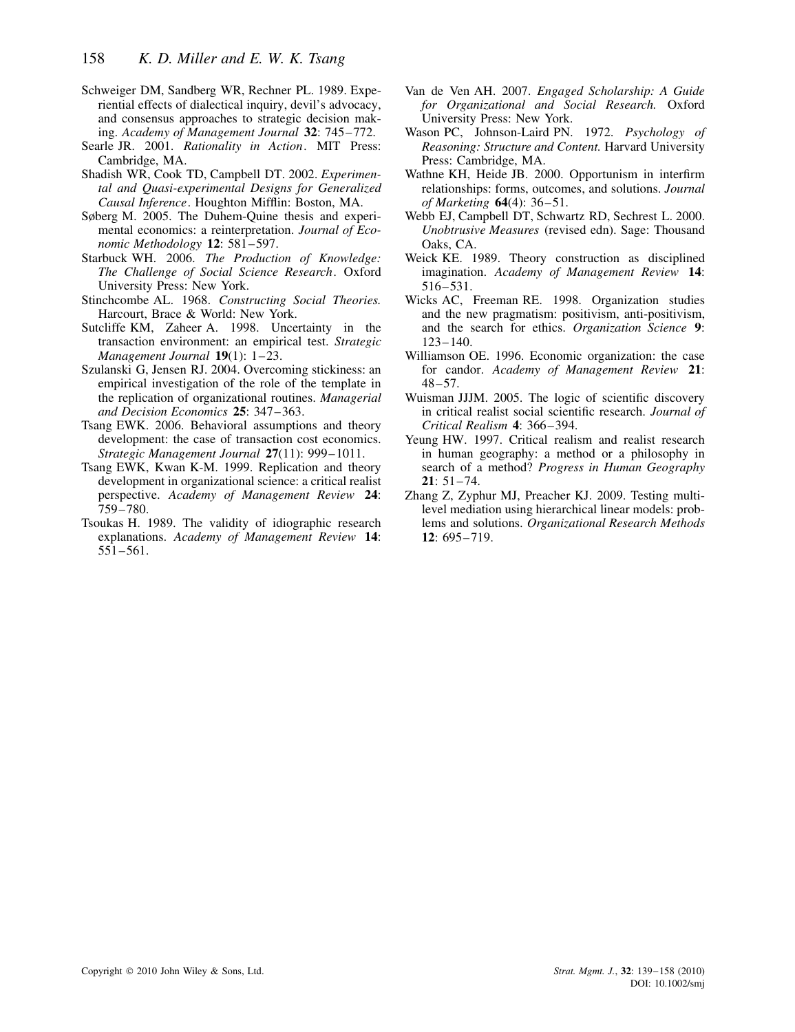Schweiger DM, Sandberg WR, Rechner PL. 1989. Experiential effects of dialectical inquiry, devil's advocacy, and consensus approaches to strategic decision making. *Academy of Management Journal* **32**: 745–772.

Searle JR. 2001. *Rationality in Action*. MIT Press: Cambridge, MA.

Shadish WR, Cook TD, Campbell DT. 2002. *Experimental and Quasi-experimental Designs for Generalized Causal Inference*. Houghton Mifflin: Boston, MA.

Søberg M. 2005. The Duhem-Quine thesis and experimental economics: a reinterpretation. *Journal of Economic Methodology* **12**: 581–597.

Starbuck WH. 2006. *The Production of Knowledge: The Challenge of Social Science Research*. Oxford University Press: New York.

Stinchcombe AL. 1968. *Constructing Social Theories.* Harcourt, Brace & World: New York.

Sutcliffe KM, Zaheer A. 1998. Uncertainty in the transaction environment: an empirical test. *Strategic Management Journal* **19**(1): 1–23.

Szulanski G, Jensen RJ. 2004. Overcoming stickiness: an empirical investigation of the role of the template in the replication of organizational routines. *Managerial and Decision Economics* **25**: 347–363.

Tsang EWK. 2006. Behavioral assumptions and theory development: the case of transaction cost economics. *Strategic Management Journal* **27**(11): 999–1011.

Tsang EWK, Kwan K-M. 1999. Replication and theory development in organizational science: a critical realist perspective. *Academy of Management Review* **24**: 759–780.

Tsoukas H. 1989. The validity of idiographic research explanations. *Academy of Management Review* **14**: 551–561.

Van de Ven AH. 2007. *Engaged Scholarship: A Guide for Organizational and Social Research.* Oxford University Press: New York.

Wason PC, Johnson-Laird PN. 1972. *Psychology of Reasoning: Structure and Content.* Harvard University Press: Cambridge, MA.

Wathne KH, Heide JB. 2000. Opportunism in interfirm relationships: forms, outcomes, and solutions. *Journal of Marketing* **64**(4): 36–51.

Webb EJ, Campbell DT, Schwartz RD, Sechrest L. 2000. *Unobtrusive Measures* (revised edn). Sage: Thousand Oaks, CA.

Weick KE. 1989. Theory construction as disciplined imagination. *Academy of Management Review* **14**: 516–531.

Wicks AC, Freeman RE. 1998. Organization studies and the new pragmatism: positivism, anti-positivism, and the search for ethics. *Organization Science* **9**: 123–140.

Williamson OE. 1996. Economic organization: the case for candor. *Academy of Management Review* **21**: 48–57.

Wuisman JJJM. 2005. The logic of scientific discovery in critical realist social scientific research. *Journal of Critical Realism* **4**: 366–394.

Yeung HW. 1997. Critical realism and realist research in human geography: a method or a philosophy in search of a method? *Progress in Human Geography* **21**: 51–74.

Zhang Z, Zyphur MJ, Preacher KJ. 2009. Testing multilevel mediation using hierarchical linear models: problems and solutions. *Organizational Research Methods* **12**: 695–719.